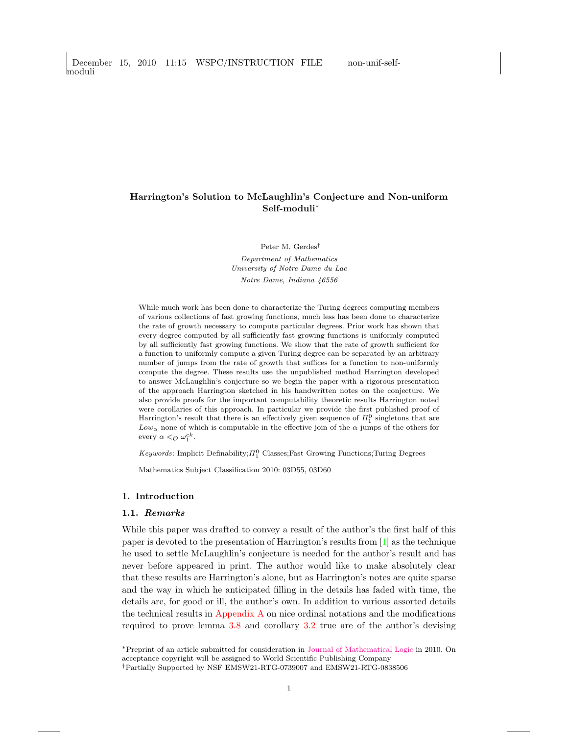# Harrington's Solution to McLaughlin's Conjecture and Non-uniform Self-moduli*

Peter M. Gerdes†

*Department of Mathematics*
*University of Notre Dame du Lac*
*Notre Dame, Indiana 46556*

While much work has been done to characterize the Turing degrees computing members of various collections of fast growing functions, much less has been done to characterize the rate of growth necessary to compute particular degrees. Prior work has shown that every degree computed by all sufficiently fast growing functions is uniformly computed by all sufficiently fast growing functions. We show that the rate of growth sufficient for a function to uniformly compute a given Turing degree can be separated by an arbitrary number of jumps from the rate of growth that suffices for a function to non-uniformly compute the degree. These results use the unpublished method Harrington developed to answer McLaughlin's conjecture so we begin the paper with a rigorous presentation of the approach Harrington sketched in his handwritten notes on the conjecture. We also provide proofs for the important computability theoretic results Harrington noted were corollaries of this approach. In particular we provide the first published proof of Harrington's result that there is an effectively given sequence of $\Pi^0_1$ singletons that are $Low_\alpha$ none of which is computable in the effective join of the $\alpha$ jumps of the others for every $\alpha <_{\mathcal{O}} \omega_1^{ck}$.

*Keywords*: Implicit Definability;$\Pi^0_1$ Classes;Fast Growing Functions;Turing Degrees

Mathematics Subject Classification 2010: 03D55, 03D60

## 1. Introduction

### 1.1. *Remarks*

While this paper was drafted to convey a result of the author's the first half of this paper is devoted to the presentation of Harrington's results from [1] as the technique he used to settle McLaughlin's conjecture is needed for the author's result and has never before appeared in print. The author would like to make absolutely clear that these results are Harrington's alone, but as Harrington's notes are quite sparse and the way in which he anticipated filling in the details has faded with time, the details are, for good or ill, the author's own. In addition to various assorted details the technical results in Appendix A on nice ordinal notations and the modifications required to prove lemma 3.8 and corollary 3.2 true are of the author's devising

*Preprint of an article submitted for consideration in Journal of Mathematical Logic in 2010. On acceptance copyright will be assigned to World Scientific Publishing Company

†Partially Supported by NSF EMSW21-RTG-0739007 and EMSW21-RTG-0838506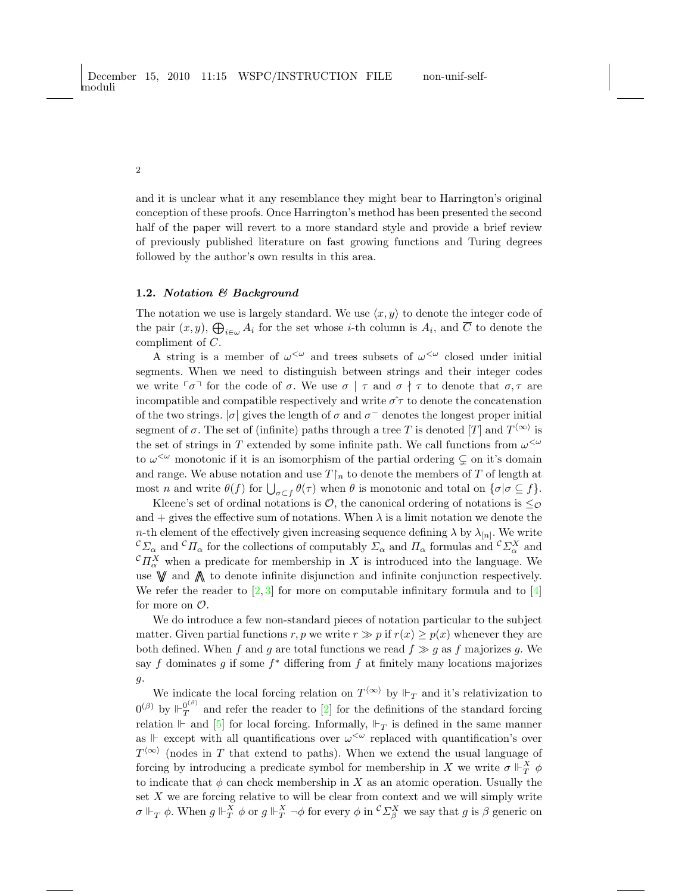and it is unclear what it any resemblance they might bear to Harrington's original conception of these proofs. Once Harrington's method has been presented the second half of the paper will revert to a more standard style and provide a brief review of previously published literature on fast growing functions and Turing degrees followed by the author's own results in this area.

### 1.2. *Notation & Background*

The notation we use is largely standard. We use $\langle x, y\rangle$ to denote the integer code of the pair $(x, y)$, $\bigoplus_{i\in\omega} A_i$ for the set whose $i$-th column is $A_i$, and $\overline{C}$ to denote the compliment of $C$.

A string is a member of $\omega^{<\omega}$ and trees subsets of $\omega^{<\omega}$ closed under initial segments. When we need to distinguish between strings and their integer codes we write $\ulcorner\sigma\urcorner$ for the code of $\sigma$. We use $\sigma \mid \tau$ and $\sigma \nmid \tau$ to denote that $\sigma, \tau$ are incompatible and compatible respectively and write $\sigma\hat{\ }\tau$ to denote the concatenation of the two strings. $|\sigma|$ gives the length of $\sigma$ and $\sigma^-$ denotes the longest proper initial segment of $\sigma$. The set of (infinite) paths through a tree $T$ is denoted $[T]$ and $T^{\langle\infty\rangle}$ is the set of strings in $T$ extended by some infinite path. We call functions from $\omega^{<\omega}$ to $\omega^{<\omega}$ monotonic if it is an isomorphism of the partial ordering $\subsetneq$ on it's domain and range. We abuse notation and use $T\restriction_n$ to denote the members of $T$ of length at most $n$ and write $\theta(f)$ for $\bigcup_{\sigma\subset f} \theta(\tau)$ when $\theta$ is monotonic and total on $\{\sigma | \sigma \subseteq f\}$.

Kleene's set of ordinal notations is $\mathcal{O}$, the canonical ordering of notations is $\leq_{\mathcal{O}}$ and $+$ gives the effective sum of notations. When $\lambda$ is a limit notation we denote the $n$-th element of the effectively given increasing sequence defining $\lambda$ by $\lambda_{[n]}$. We write ${}^{\mathcal{C}}\Sigma_\alpha$ and ${}^{\mathcal{C}}\Pi_\alpha$ for the collections of computably $\Sigma_\alpha$ and $\Pi_\alpha$ formulas and ${}^{\mathcal{C}}\Sigma^X_\alpha$ and ${}^{\mathcal{C}}\Pi^X_\alpha$ when a predicate for membership in $X$ is introduced into the language. We use $\bigvee\!\!\!\!\bigvee$ and $\bigwedge\!\!\!\!\bigwedge$ to denote infinite disjunction and infinite conjunction respectively. We refer the reader to [2, 3] for more on computable infinitary formula and to [4] for more on $\mathcal{O}$.

We do introduce a few non-standard pieces of notation particular to the subject matter. Given partial functions $r, p$ we write $r \gg p$ if $r(x) \geq p(x)$ whenever they are both defined. When $f$ and $g$ are total functions we read $f \gg g$ as $f$ majorizes $g$. We say $f$ dominates $g$ if some $f^*$ differing from $f$ at finitely many locations majorizes $g$.

We indicate the local forcing relation on $T^{\langle\infty\rangle}$ by $\Vdash_T$ and it's relativization to $0^{(\beta)}$ by $\Vdash_T^{0^{(\beta)}}$ and refer the reader to [2] for the definitions of the standard forcing relation $\Vdash$ and [5] for local forcing. Informally, $\Vdash_T$ is defined in the same manner as $\Vdash$ except with all quantifications over $\omega^{<\omega}$ replaced with quantification's over $T^{\langle\infty\rangle}$ (nodes in $T$ that extend to paths). When we extend the usual language of forcing by introducing a predicate symbol for membership in $X$ we write $\sigma \Vdash_T^X \phi$ to indicate that $\phi$ can check membership in $X$ as an atomic operation. Usually the set $X$ we are forcing relative to will be clear from context and we will simply write $\sigma \Vdash_T \phi$. When $g \Vdash_T^X \phi$ or $g \Vdash_T^X \neg\phi$ for every $\phi$ in ${}^{\mathcal{C}}\Sigma^X_\beta$ we say that $g$ is $\beta$ generic on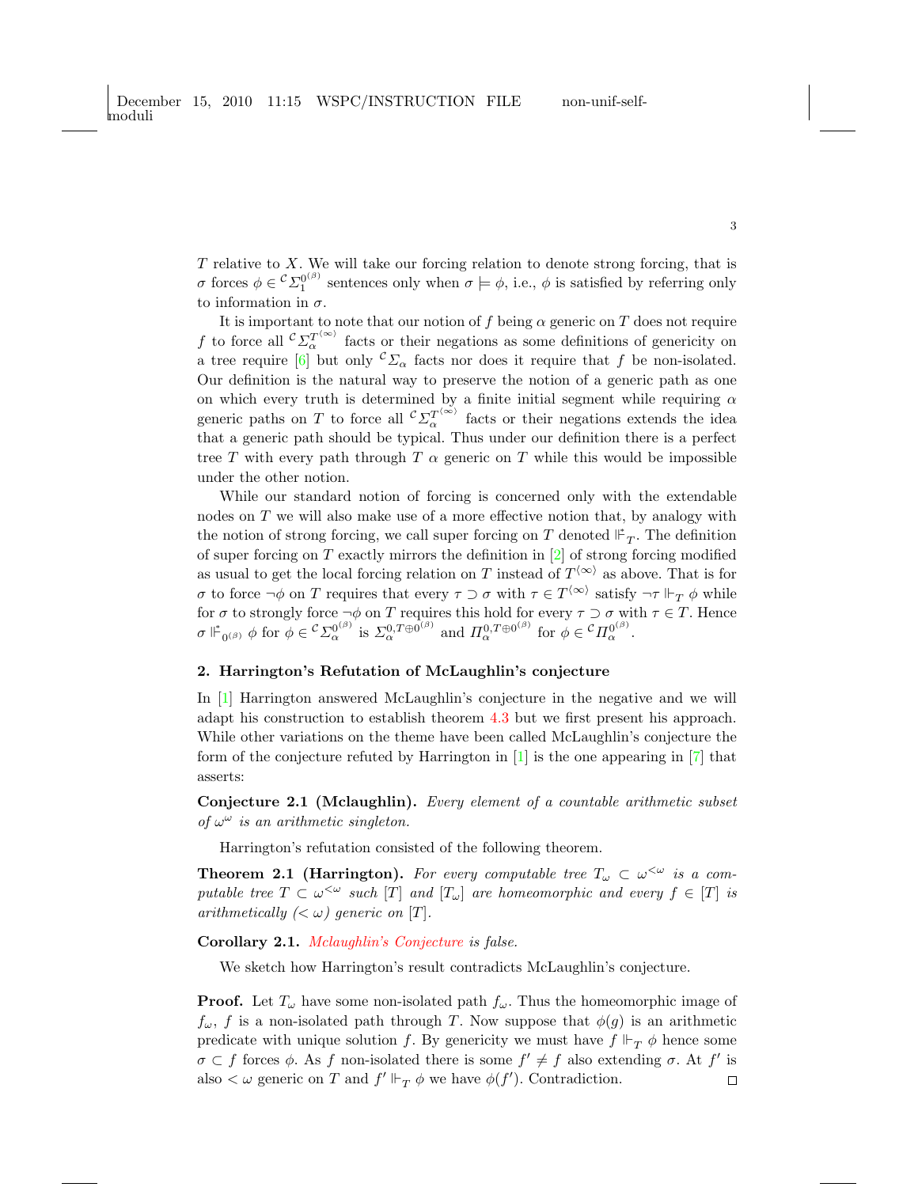$T$ relative to $X$. We will take our forcing relation to denote strong forcing, that is $\sigma$ forces $\phi \in {}^{\mathcal{C}}\Sigma_1^{0^{(\beta)}}$ sentences only when $\sigma \models \phi$, i.e., $\phi$ is satisfied by referring only to information in $\sigma$.

It is important to note that our notion of $f$ being $\alpha$ generic on $T$ does not require $f$ to force all ${}^{\mathcal{C}}\Sigma_\alpha^{T^{\langle\infty\rangle}}$ facts or their negations as some definitions of genericity on a tree require [6] but only ${}^{\mathcal{C}}\Sigma_\alpha$ facts nor does it require that $f$ be non-isolated. Our definition is the natural way to preserve the notion of a generic path as one on which every truth is determined by a finite initial segment while requiring $\alpha$ generic paths on $T$ to force all ${}^{\mathcal{C}}\Sigma_\alpha^{T^{\langle\infty\rangle}}$ facts or their negations extends the idea that a generic path should be typical. Thus under our definition there is a perfect tree $T$ with every path through $T$ $\alpha$ generic on $T$ while this would be impossible under the other notion.

While our standard notion of forcing is concerned only with the extendable nodes on $T$ we will also make use of a more effective notion that, by analogy with the notion of strong forcing, we call super forcing on $T$ denoted $\Vdash^*_T$. The definition of super forcing on $T$ exactly mirrors the definition in [2] of strong forcing modified as usual to get the local forcing relation on $T$ instead of $T^{\langle\infty\rangle}$ as above. That is for $\sigma$ to force $\neg\phi$ on $T$ requires that every $\tau \supset \sigma$ with $\tau \in T^{\langle\infty\rangle}$ satisfy $\neg\tau \Vdash_T \phi$ while for $\sigma$ to strongly force $\neg\phi$ on $T$ requires this hold for every $\tau \supset \sigma$ with $\tau \in T$. Hence $\sigma \Vdash^*_{0^{(\beta)}} \phi$ for $\phi \in {}^{\mathcal{C}}\Sigma_\alpha^{0^{(\beta)}}$ is $\Sigma_\alpha^{0,T\oplus 0^{(\beta)}}$ and $\Pi_\alpha^{0,T\oplus 0^{(\beta)}}$ for $\phi \in {}^{\mathcal{C}}\Pi_\alpha^{0^{(\beta)}}$.

## 2. Harrington's Refutation of McLaughlin's conjecture

In [1] Harrington answered McLaughlin's conjecture in the negative and we will adapt his construction to establish theorem 4.3 but we first present his approach. While other variations on the theme have been called McLaughlin's conjecture the form of the conjecture refuted by Harrington in [1] is the one appearing in [7] that asserts:

**Conjecture 2.1 (Mclaughlin).** *Every element of a countable arithmetic subset of $\omega^\omega$ is an arithmetic singleton.*

Harrington's refutation consisted of the following theorem.

**Theorem 2.1 (Harrington).** *For every computable tree $T_\omega \subset \omega^{<\omega}$ is a computable tree $T \subset \omega^{<\omega}$ such $[T]$ and $[T_\omega]$ are homeomorphic and every $f \in [T]$ is arithmetically ($< \omega$) generic on $[T]$.*

**Corollary 2.1.** *Mclaughlin's Conjecture is false.*

We sketch how Harrington's result contradicts McLaughlin's conjecture.

**Proof.** Let $T_\omega$ have some non-isolated path $f_\omega$. Thus the homeomorphic image of $f_\omega$, $f$ is a non-isolated path through $T$. Now suppose that $\phi(g)$ is an arithmetic predicate with unique solution $f$. By genericity we must have $f \Vdash_T \phi$ hence some $\sigma \subset f$ forces $\phi$. As $f$ non-isolated there is some $f' \neq f$ also extending $\sigma$. At $f'$ is also $< \omega$ generic on $T$ and $f' \Vdash_T \phi$ we have $\phi(f')$. Contradiction. $\square$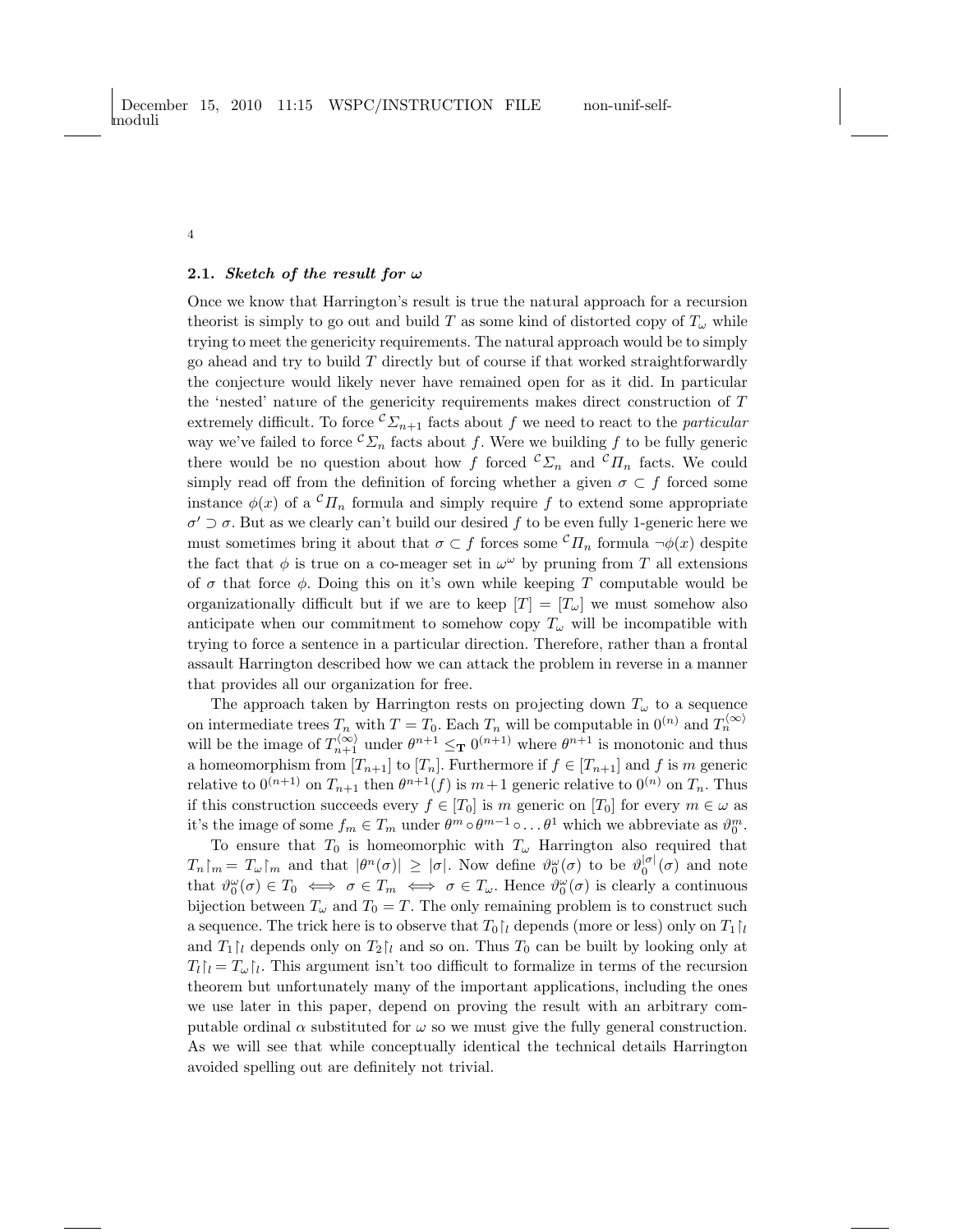### 2.1. *Sketch of the result for $\omega$*

Once we know that Harrington's result is true the natural approach for a recursion theorist is simply to go out and build $T$ as some kind of distorted copy of $T_\omega$ while trying to meet the genericity requirements. The natural approach would be to simply go ahead and try to build $T$ directly but of course if that worked straightforwardly the conjecture would likely never have remained open for as it did. In particular the 'nested' nature of the genericity requirements makes direct construction of $T$ extremely difficult. To force ${}^{\mathcal{C}}\Sigma_{n+1}$ facts about $f$ we need to react to the *particular* way we've failed to force ${}^{\mathcal{C}}\Sigma_n$ facts about $f$. Were we building $f$ to be fully generic there would be no question about how $f$ forced ${}^{\mathcal{C}}\Sigma_n$ and ${}^{\mathcal{C}}\Pi_n$ facts. We could simply read off from the definition of forcing whether a given $\sigma \subset f$ forced some instance $\phi(x)$ of a ${}^{\mathcal{C}}\Pi_n$ formula and simply require $f$ to extend some appropriate $\sigma' \supset \sigma$. But as we clearly can't build our desired $f$ to be even fully 1-generic here we must sometimes bring it about that $\sigma \subset f$ forces some ${}^{\mathcal{C}}\Pi_n$ formula $\neg\phi(x)$ despite the fact that $\phi$ is true on a co-meager set in $\omega^\omega$ by pruning from $T$ all extensions of $\sigma$ that force $\phi$. Doing this on it's own while keeping $T$ computable would be organizationally difficult but if we are to keep $[T] = [T_\omega]$ we must somehow also anticipate when our commitment to somehow copy $T_\omega$ will be incompatible with trying to force a sentence in a particular direction. Therefore, rather than a frontal assault Harrington described how we can attack the problem in reverse in a manner that provides all our organization for free.

The approach taken by Harrington rests on projecting down $T_\omega$ to a sequence on intermediate trees $T_n$ with $T = T_0$. Each $T_n$ will be computable in $0^{(n)}$ and $T_n^{\langle\infty\rangle}$ will be the image of $T_{n+1}^{\langle\infty\rangle}$ under $\theta^{n+1} \leq_{\mathbf{T}} 0^{(n+1)}$ where $\theta^{n+1}$ is monotonic and thus a homeomorphism from $[T_{n+1}]$ to $[T_n]$. Furthermore if $f \in [T_{n+1}]$ and $f$ is $m$ generic relative to $0^{(n+1)}$ on $T_{n+1}$ then $\theta^{n+1}(f)$ is $m+1$ generic relative to $0^{(n)}$ on $T_n$. Thus if this construction succeeds every $f \in [T_0]$ is $m$ generic on $[T_0]$ for every $m \in \omega$ as it's the image of some $f_m \in T_m$ under $\theta^m \circ \theta^{m-1} \circ \ldots \theta^1$ which we abbreviate as $\vartheta_0^m$.

To ensure that $T_0$ is homeomorphic with $T_\omega$ Harrington also required that $T_n\restriction_m = T_\omega\restriction_m$ and that $|\theta^n(\sigma)| \geq |\sigma|$. Now define $\vartheta_0^\omega(\sigma)$ to be $\vartheta_0^{|\sigma|}(\sigma)$ and note that $\vartheta_0^\omega(\sigma) \in T_0 \iff \sigma \in T_m \iff \sigma \in T_\omega$. Hence $\vartheta_0^\omega(\sigma)$ is clearly a continuous bijection between $T_\omega$ and $T_0 = T$. The only remaining problem is to construct such a sequence. The trick here is to observe that $T_0\restriction_l$ depends (more or less) only on $T_1\restriction_l$ and $T_1\restriction_l$ depends only on $T_2\restriction_l$ and so on. Thus $T_0$ can be built by looking only at $T_l\restriction_l = T_\omega\restriction_l$. This argument isn't too difficult to formalize in terms of the recursion theorem but unfortunately many of the important applications, including the ones we use later in this paper, depend on proving the result with an arbitrary computable ordinal $\alpha$ substituted for $\omega$ so we must give the fully general construction. As we will see that while conceptually identical the technical details Harrington avoided spelling out are definitely not trivial.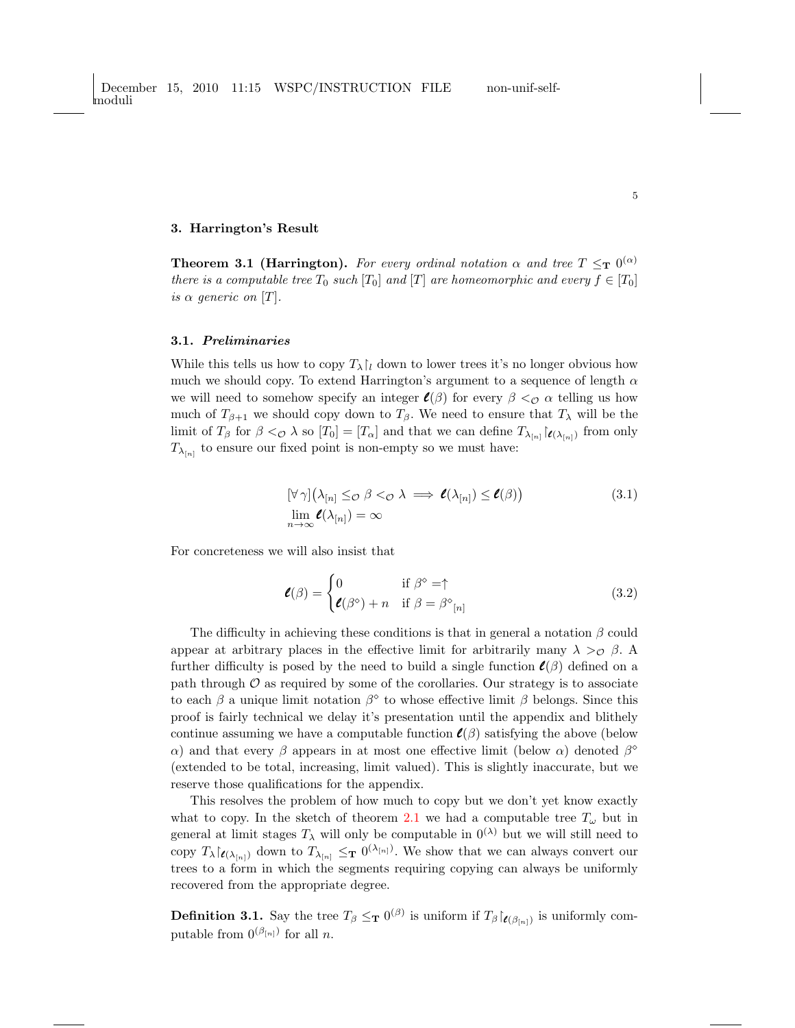## 3. Harrington's Result

**Theorem 3.1 (Harrington).** *For every ordinal notation $\alpha$ and tree $T \leq_{\mathbf{T}} 0^{(\alpha)}$ there is a computable tree $T_0$ such $[T_0]$ and $[T]$ are homeomorphic and every $f \in [T_0]$ is $\alpha$ generic on $[T]$.*

### 3.1. *Preliminaries*

While this tells us how to copy $T_\lambda\restriction_l$ down to lower trees it's no longer obvious how much we should copy. To extend Harrington's argument to a sequence of length $\alpha$ we will need to somehow specify an integer $\boldsymbol{\ell}(\beta)$ for every $\beta <_{\mathcal{O}} \alpha$ telling us how much of $T_{\beta+1}$ we should copy down to $T_\beta$. We need to ensure that $T_\lambda$ will be the limit of $T_\beta$ for $\beta <_{\mathcal{O}} \lambda$ so $[T_0] = [T_\alpha]$ and that we can define $T_{\lambda_{[n]}}\restriction_{\boldsymbol{\ell}(\lambda_{[n]})}$ from only $T_{\lambda_{[n]}}$ to ensure our fixed point is non-empty so we must have:

$$
\begin{aligned}
&[\forall \gamma]\big(\lambda_{[n]} \leq_{\mathcal{O}} \beta <_{\mathcal{O}} \lambda \implies \boldsymbol{\ell}(\lambda_{[n]}) \leq \boldsymbol{\ell}(\beta)\big) \\
&\lim_{n\to\infty} \boldsymbol{\ell}(\lambda_{[n]}) = \infty
\end{aligned}
\tag{3.1}
$$

For concreteness we will also insist that

$$
\boldsymbol{\ell}(\beta) = \begin{cases} 0 & \text{if } \beta^\diamond = \uparrow \\ \boldsymbol{\ell}(\beta^\diamond) + n & \text{if } \beta = {\beta^\diamond}_{[n]} \end{cases}
\tag{3.2}
$$

The difficulty in achieving these conditions is that in general a notation $\beta$ could appear at arbitrary places in the effective limit for arbitrarily many $\lambda >_{\mathcal{O}} \beta$. A further difficulty is posed by the need to build a single function $\boldsymbol{\ell}(\beta)$ defined on a path through $\mathcal{O}$ as required by some of the corollaries. Our strategy is to associate to each $\beta$ a unique limit notation $\beta^\diamond$ to whose effective limit $\beta$ belongs. Since this proof is fairly technical we delay it's presentation until the appendix and blithely continue assuming we have a computable function $\boldsymbol{\ell}(\beta)$ satisfying the above (below $\alpha$) and that every $\beta$ appears in at most one effective limit (below $\alpha$) denoted $\beta^\diamond$ (extended to be total, increasing, limit valued). This is slightly inaccurate, but we reserve those qualifications for the appendix.

This resolves the problem of how much to copy but we don't yet know exactly what to copy. In the sketch of theorem 2.1 we had a computable tree $T_\omega$ but in general at limit stages $T_\lambda$ will only be computable in $0^{(\lambda)}$ but we will still need to copy $T_\lambda\restriction_{\boldsymbol{\ell}(\lambda_{[n]})}$ down to $T_{\lambda_{[n]}} \leq_{\mathbf{T}} 0^{(\lambda_{[n]})}$. We show that we can always convert our trees to a form in which the segments requiring copying can always be uniformly recovered from the appropriate degree.

**Definition 3.1.** Say the tree $T_\beta \leq_{\mathbf{T}} 0^{(\beta)}$ is uniform if $T_\beta\restriction_{\boldsymbol{\ell}(\beta_{[n]})}$ is uniformly computable from $0^{(\beta_{[n]})}$ for all $n$.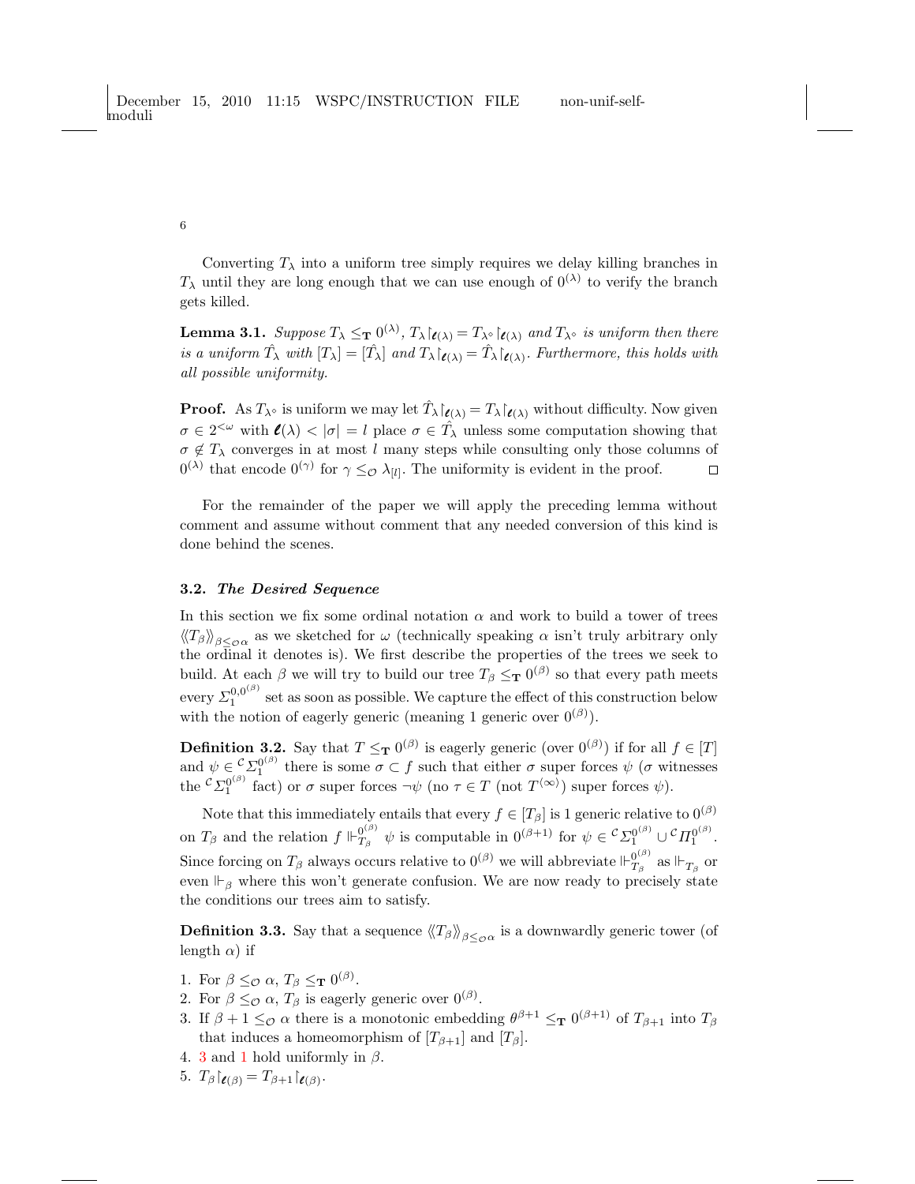Converting $T_\lambda$ into a uniform tree simply requires we delay killing branches in $T_\lambda$ until they are long enough that we can use enough of $0^{(\lambda)}$ to verify the branch gets killed.

**Lemma 3.1.** *Suppose $T_\lambda \leq_{\mathbf{T}} 0^{(\lambda)}$, $T_\lambda \upharpoonright_{\boldsymbol{\ell}(\lambda)} = T_{\lambda^\diamond} \upharpoonright_{\boldsymbol{\ell}(\lambda)}$ and $T_{\lambda^\diamond}$ is uniform then there is a uniform $\hat{T_\lambda}$ with $[T_\lambda] = [\hat{T_\lambda}]$ and $T_\lambda \upharpoonright_{\boldsymbol{\ell}(\lambda)} = \hat{T_\lambda} \upharpoonright_{\boldsymbol{\ell}(\lambda)}$. Furthermore, this holds with all possible uniformity.*

**Proof.** As $T_{\lambda^\diamond}$ is uniform we may let $\hat{T_\lambda} \upharpoonright_{\boldsymbol{\ell}(\lambda)} = T_\lambda \upharpoonright_{\boldsymbol{\ell}(\lambda)}$ without difficulty. Now given $\sigma \in 2^{<\omega}$ with $\boldsymbol{\ell}(\lambda) < |\sigma| = l$ place $\sigma \in \hat{T_\lambda}$ unless some computation showing that $\sigma \notin T_\lambda$ converges in at most $l$ many steps while consulting only those columns of $0^{(\lambda)}$ that encode $0^{(\gamma)}$ for $\gamma \leq_{\mathcal{O}} \lambda_{[l]}$. The uniformity is evident in the proof. $\square$

For the remainder of the paper we will apply the preceding lemma without comment and assume without comment that any needed conversion of this kind is done behind the scenes.

### 3.2. *The Desired Sequence*

In this section we fix some ordinal notation $\alpha$ and work to build a tower of trees $\langle\!\langle T_\beta \rangle\!\rangle_{\beta \leq_{\mathcal{O}} \alpha}$ as we sketched for $\omega$ (technically speaking $\alpha$ isn't truly arbitrary only the ordinal it denotes is). We first describe the properties of the trees we seek to build. At each $\beta$ we will try to build our tree $T_\beta \leq_{\mathbf{T}} 0^{(\beta)}$ so that every path meets every $\Sigma_1^{0,0^{(\beta)}}$ set as soon as possible. We capture the effect of this construction below with the notion of eagerly generic (meaning 1 generic over $0^{(\beta)}$).

**Definition 3.2.** Say that $T \leq_{\mathbf{T}} 0^{(\beta)}$ is eagerly generic (over $0^{(\beta)}$) if for all $f \in [T]$ and $\psi \in {}^{\mathcal{C}}\Sigma_1^{0^{(\beta)}}$ there is some $\sigma \subset f$ such that either $\sigma$ super forces $\psi$ ($\sigma$ witnesses the ${}^{\mathcal{C}}\Sigma_1^{0^{(\beta)}}$ fact) or $\sigma$ super forces $\neg\psi$ (no $\tau \in T$ (not $T^{\langle\infty\rangle}$) super forces $\psi$).

Note that this immediately entails that every $f \in [T_\beta]$ is 1 generic relative to $0^{(\beta)}$ on $T_\beta$ and the relation $f \Vdash_{T_\beta}^{0^{(\beta)}} \psi$ is computable in $0^{(\beta+1)}$ for $\psi \in {}^{\mathcal{C}}\Sigma_1^{0^{(\beta)}} \cup {}^{\mathcal{C}}\Pi_1^{0^{(\beta)}}$. Since forcing on $T_\beta$ always occurs relative to $0^{(\beta)}$ we will abbreviate $\Vdash_{T_\beta}^{0^{(\beta)}}$ as $\Vdash_{T_\beta}$ or even $\Vdash_\beta$ where this won't generate confusion. We are now ready to precisely state the conditions our trees aim to satisfy.

**Definition 3.3.** Say that a sequence $\langle\!\langle T_\beta \rangle\!\rangle_{\beta \leq_{\mathcal{O}} \alpha}$ is a downwardly generic tower (of length $\alpha$) if

1. For $\beta \leq_{\mathcal{O}} \alpha$, $T_\beta \leq_{\mathbf{T}} 0^{(\beta)}$.
2. For $\beta \leq_{\mathcal{O}} \alpha$, $T_\beta$ is eagerly generic over $0^{(\beta)}$.
3. If $\beta + 1 \leq_{\mathcal{O}} \alpha$ there is a monotonic embedding $\theta^{\beta+1} \leq_{\mathbf{T}} 0^{(\beta+1)}$ of $T_{\beta+1}$ into $T_\beta$ that induces a homeomorphism of $[T_{\beta+1}]$ and $[T_\beta]$.
4. 3 and 1 hold uniformly in $\beta$.
5. $T_\beta \upharpoonright_{\boldsymbol{\ell}(\beta)} = T_{\beta+1} \upharpoonright_{\boldsymbol{\ell}(\beta)}$.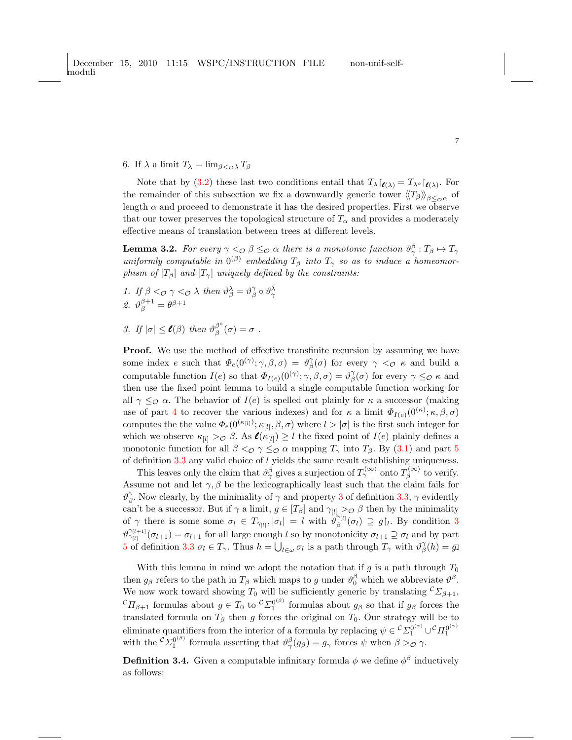6. If $\lambda$ a limit $T_\lambda = \lim_{\beta <_{\mathcal{O}} \lambda} T_\beta$

Note that by (3.2) these last two conditions entail that $T_\lambda \restriction_{\boldsymbol{\ell}(\lambda)} = T_{\lambda^\diamond} \restriction_{\boldsymbol{\ell}(\lambda)}$. For the remainder of this subsection we fix a downwardly generic tower $\langle\!\langle T_\beta \rangle\!\rangle_{\beta \leq_{\mathcal{O}} \alpha}$ of length $\alpha$ and proceed to demonstrate it has the desired properties. First we observe that our tower preserves the topological structure of $T_\alpha$ and provides a moderately effective means of translation between trees at different levels.

**Lemma 3.2.** *For every $\gamma <_{\mathcal{O}} \beta \leq_{\mathcal{O}} \alpha$ there is a monotonic function $\vartheta^\beta_\gamma : T_\beta \mapsto T_\gamma$ uniformly computable in $0^{(\beta)}$ embedding $T_\beta$ into $T_\gamma$ so as to induce a homeomorphism of $[T_\beta]$ and $[T_\gamma]$ uniquely defined by the constraints:*

1. *If $\beta <_{\mathcal{O}} \gamma <_{\mathcal{O}} \lambda$ then $\vartheta^\lambda_\beta = \vartheta^\gamma_\beta \circ \vartheta^\lambda_\gamma$*
2. *$\vartheta^{\beta+1}_\beta = \theta^{\beta+1}$*
3. *If $|\sigma| \leq \boldsymbol{\ell}(\beta)$ then $\vartheta^{\beta^\diamond}_\beta(\sigma) = \sigma$ .*

**Proof.** We use the method of effective transfinite recursion by assuming we have some index $e$ such that $\Phi_e(0^{(\gamma)}; \gamma, \beta, \sigma) = \vartheta^\gamma_\beta(\sigma)$ for every $\gamma <_{\mathcal{O}} \kappa$ and build a computable function $I(e)$ so that $\Phi_{I(e)}(0^{(\gamma)}; \gamma, \beta, \sigma) = \vartheta^\gamma_\beta(\sigma)$ for every $\gamma \leq_{\mathcal{O}} \kappa$ and then use the fixed point lemma to build a single computable function working for all $\gamma \leq_{\mathcal{O}} \alpha$. The behavior of $I(e)$ is spelled out plainly for $\kappa$ a successor (making use of part 4 to recover the various indexes) and for $\kappa$ a limit $\Phi_{I(e)}(0^{(\kappa)}; \kappa, \beta, \sigma)$ computes the the value $\Phi_e(0^{(\kappa_{[l]})}; \kappa_{[l]}, \beta, \sigma)$ where $l > |\sigma|$ is the first such integer for which we observe $\kappa_{[l]} >_{\mathcal{O}} \beta$. As $\boldsymbol{\ell}(\kappa_{[l]}) \geq l$ the fixed point of $I(e)$ plainly defines a monotonic function for all $\beta <_{\mathcal{O}} \gamma \leq_{\mathcal{O}} \alpha$ mapping $T_\gamma$ into $T_\beta$. By (3.1) and part 5 of definition 3.3 any valid choice of $l$ yields the same result establishing uniqueness.

This leaves only the claim that $\vartheta^\beta_\gamma$ gives a surjection of $T^{\langle\infty\rangle}_\gamma$ onto $T^{\langle\infty\rangle}_\beta$ to verify. Assume not and let $\gamma, \beta$ be the lexicographically least such that the claim fails for $\vartheta^\gamma_\beta$. Now clearly, by the minimality of $\gamma$ and property 3 of definition 3.3, $\gamma$ evidently can't be a successor. But if $\gamma$ a limit, $g \in [T_\beta]$ and $\gamma_{[l]} >_{\mathcal{O}} \beta$ then by the minimality of $\gamma$ there is some some $\sigma_l \in T_{\gamma_{[l]}}, |\sigma_l| = l$ with $\vartheta^{\gamma_{[l]}}_\beta(\sigma_l) \supseteq g\restriction_l$. By condition 3 $\vartheta^{\gamma_{[l+1]}}_{\gamma_{[l]}}(\sigma_{l+1}) = \sigma_{l+1}$ for all large enough $l$ so by monotonicity $\sigma_{l+1} \supseteq \sigma_l$ and by part 5 of definition 3.3 $\sigma_l \in T_\gamma$. Thus $h = \bigcup_{l \in \omega} \sigma_l$ is a path through $T_\gamma$ with $\vartheta^\gamma_\beta(h) = g$. $\square$

With this lemma in mind we adopt the notation that if $g$ is a path through $T_0$ then $g_\beta$ refers to the path in $T_\beta$ which maps to $g$ under $\vartheta^\beta_0$ which we abbreviate $\vartheta^\beta$. We now work toward showing $T_0$ will be sufficiently generic by translating ${}^{\mathcal{C}}\Sigma_{\beta+1}$, ${}^{\mathcal{C}}\Pi_{\beta+1}$ formulas about $g \in T_0$ to ${}^{\mathcal{C}}\Sigma^{0^{(\beta)}}_1$ formulas about $g_\beta$ so that if $g_\beta$ forces the translated formula on $T_\beta$ then $g$ forces the original on $T_0$. Our strategy will be to eliminate quantifiers from the interior of a formula by replacing $\psi \in {}^{\mathcal{C}}\Sigma^{0^{(\gamma)}}_1 \cup {}^{\mathcal{C}}\Pi^{0^{(\gamma)}}_1$ with the ${}^{\mathcal{C}}\Sigma^{0^{(\beta)}}_1$ formula asserting that $\vartheta^\beta_\gamma(g_\beta) = g_\gamma$ forces $\psi$ when $\beta >_{\mathcal{O}} \gamma$.

**Definition 3.4.** Given a computable infinitary formula $\phi$ we define $\phi^\beta$ inductively as follows: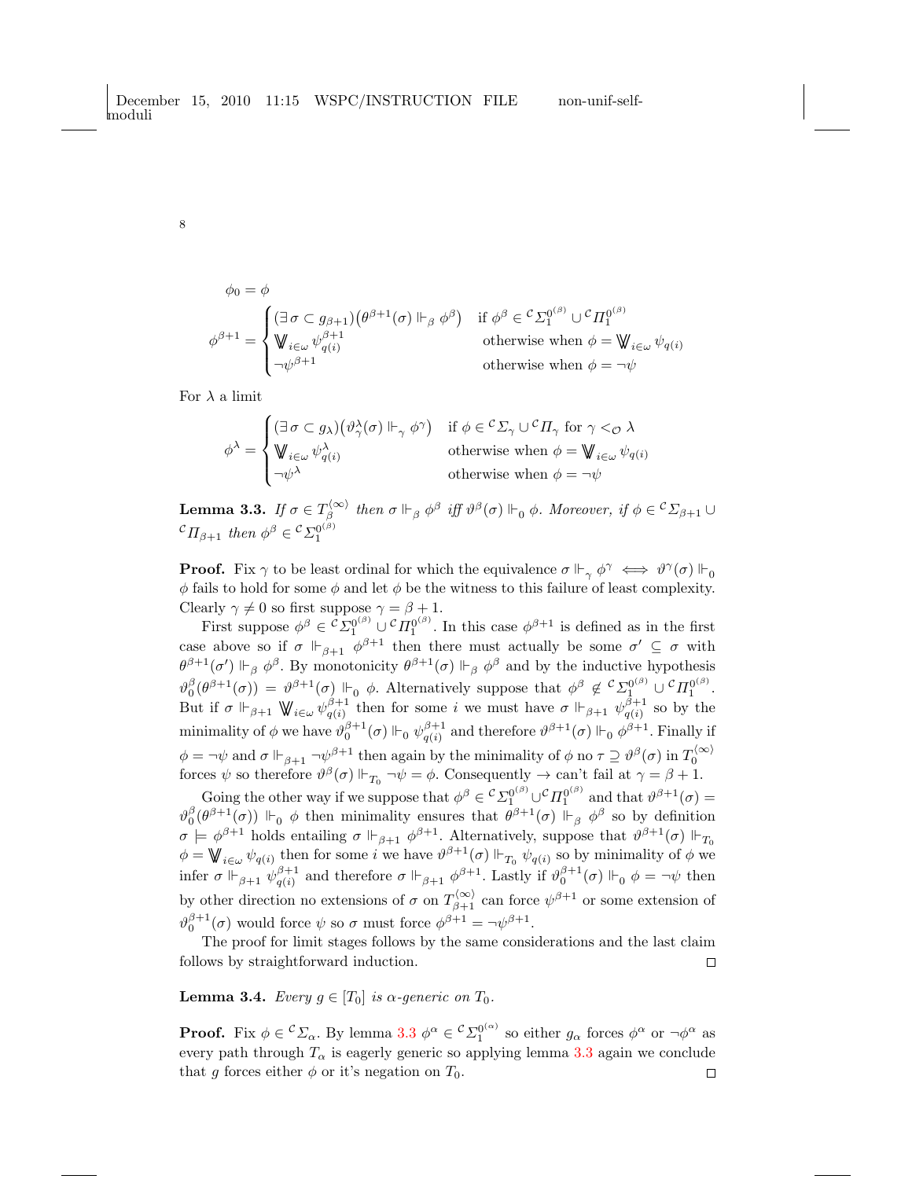$$\phi_0 = \phi$$

$$\phi^{\beta+1} = \begin{cases} (\exists\, \sigma \subset g_{\beta+1})\big(\theta^{\beta+1}(\sigma) \Vdash_\beta \phi^\beta\big) & \text{if } \phi^\beta \in {}^{\mathcal{C}}\Sigma_1^{0^{(\beta)}} \cup {}^{\mathcal{C}}\Pi_1^{0^{(\beta)}} \\ \mathbb{W}_{i\in\omega} \psi_{q(i)}^{\beta+1} & \text{otherwise when } \phi = \mathbb{W}_{i\in\omega} \psi_{q(i)} \\ \neg\psi^{\beta+1} & \text{otherwise when } \phi = \neg\psi \end{cases}$$

For $\lambda$ a limit

$$\phi^\lambda = \begin{cases} (\exists\, \sigma \subset g_\lambda)\big(\vartheta_\gamma^\lambda(\sigma) \Vdash_\gamma \phi^\gamma\big) & \text{if } \phi \in {}^{\mathcal{C}}\Sigma_\gamma \cup {}^{\mathcal{C}}\Pi_\gamma \text{ for } \gamma <_{\mathcal{O}} \lambda \\ \mathbb{W}_{i\in\omega} \psi_{q(i)}^\lambda & \text{otherwise when } \phi = \mathbb{W}_{i\in\omega} \psi_{q(i)} \\ \neg\psi^\lambda & \text{otherwise when } \phi = \neg\psi \end{cases}$$

**Lemma 3.3.** *If $\sigma \in T_\beta^{\langle\infty\rangle}$ then $\sigma \Vdash_\beta \phi^\beta$ iff $\vartheta^\beta(\sigma) \Vdash_0 \phi$. Moreover, if $\phi \in {}^{\mathcal{C}}\Sigma_{\beta+1} \cup {}^{\mathcal{C}}\Pi_{\beta+1}$ then $\phi^\beta \in {}^{\mathcal{C}}\Sigma_1^{0^{(\beta)}}$*

**Proof.** Fix $\gamma$ to be least ordinal for which the equivalence $\sigma \Vdash_\gamma \phi^\gamma \iff \vartheta^\gamma(\sigma) \Vdash_0 \phi$ fails to hold for some $\phi$ and let $\phi$ be the witness to this failure of least complexity. Clearly $\gamma \neq 0$ so first suppose $\gamma = \beta + 1$.

First suppose $\phi^\beta \in {}^{\mathcal{C}}\Sigma_1^{0^{(\beta)}} \cup {}^{\mathcal{C}}\Pi_1^{0^{(\beta)}}$. In this case $\phi^{\beta+1}$ is defined as in the first case above so if $\sigma \Vdash_{\beta+1} \phi^{\beta+1}$ then there must actually be some $\sigma' \subseteq \sigma$ with $\theta^{\beta+1}(\sigma') \Vdash_\beta \phi^\beta$. By monotonicity $\theta^{\beta+1}(\sigma) \Vdash_\beta \phi^\beta$ and by the inductive hypothesis $\vartheta_0^\beta(\theta^{\beta+1}(\sigma)) = \vartheta^{\beta+1}(\sigma) \Vdash_0 \phi$. Alternatively suppose that $\phi^\beta \notin {}^{\mathcal{C}}\Sigma_1^{0^{(\beta)}} \cup {}^{\mathcal{C}}\Pi_1^{0^{(\beta)}}$. But if $\sigma \Vdash_{\beta+1} \mathbb{W}_{i\in\omega} \psi_{q(i)}^{\beta+1}$ then for some $i$ we must have $\sigma \Vdash_{\beta+1} \psi_{q(i)}^{\beta+1}$ so by the minimality of $\phi$ we have $\vartheta_0^{\beta+1}(\sigma) \Vdash_0 \psi_{q(i)}^{\beta+1}$ and therefore $\vartheta^{\beta+1}(\sigma) \Vdash_0 \phi^{\beta+1}$. Finally if $\phi = \neg\psi$ and $\sigma \Vdash_{\beta+1} \neg\psi^{\beta+1}$ then again by the minimality of $\phi$ no $\tau \supseteq \vartheta^\beta(\sigma)$ in $T_0^{\langle\infty\rangle}$ forces $\psi$ so therefore $\vartheta^\beta(\sigma) \Vdash_{T_0} \neg\psi = \phi$. Consequently $\rightarrow$ can't fail at $\gamma = \beta + 1$.

Going the other way if we suppose that $\phi^\beta \in {}^{\mathcal{C}}\Sigma_1^{0^{(\beta)}} \cup {}^{\mathcal{C}}\Pi_1^{0^{(\beta)}}$ and that $\vartheta^{\beta+1}(\sigma) = \vartheta_0^\beta(\theta^{\beta+1}(\sigma)) \Vdash_0 \phi$ then minimality ensures that $\theta^{\beta+1}(\sigma) \Vdash_\beta \phi^\beta$ so by definition $\sigma \models \phi^{\beta+1}$ holds entailing $\sigma \Vdash_{\beta+1} \phi^{\beta+1}$. Alternatively, suppose that $\vartheta^{\beta+1}(\sigma) \Vdash_{T_0} \phi = \mathbb{W}_{i\in\omega} \psi_{q(i)}$ then for some $i$ we have $\vartheta^{\beta+1}(\sigma) \Vdash_{T_0} \psi_{q(i)}$ so by minimality of $\phi$ we infer $\sigma \Vdash_{\beta+1} \psi_{q(i)}^{\beta+1}$ and therefore $\sigma \Vdash_{\beta+1} \phi^{\beta+1}$. Lastly if $\vartheta_0^{\beta+1}(\sigma) \Vdash_0 \phi = \neg\psi$ then by other direction no extensions of $\sigma$ on $T_{\beta+1}^{\langle\infty\rangle}$ can force $\psi^{\beta+1}$ or some extension of $\vartheta_0^{\beta+1}(\sigma)$ would force $\psi$ so $\sigma$ must force $\phi^{\beta+1} = \neg\psi^{\beta+1}$.

The proof for limit stages follows by the same considerations and the last claim follows by straightforward induction. □

**Lemma 3.4.** *Every $g \in [T_0]$ is $\alpha$-generic on $T_0$.*

**Proof.** Fix $\phi \in {}^{\mathcal{C}}\Sigma_\alpha$. By lemma 3.3 $\phi^\alpha \in {}^{\mathcal{C}}\Sigma_1^{0^{(\alpha)}}$ so either $g_\alpha$ forces $\phi^\alpha$ or $\neg\phi^\alpha$ as every path through $T_\alpha$ is eagerly generic so applying lemma 3.3 again we conclude that $g$ forces either $\phi$ or it's negation on $T_0$. □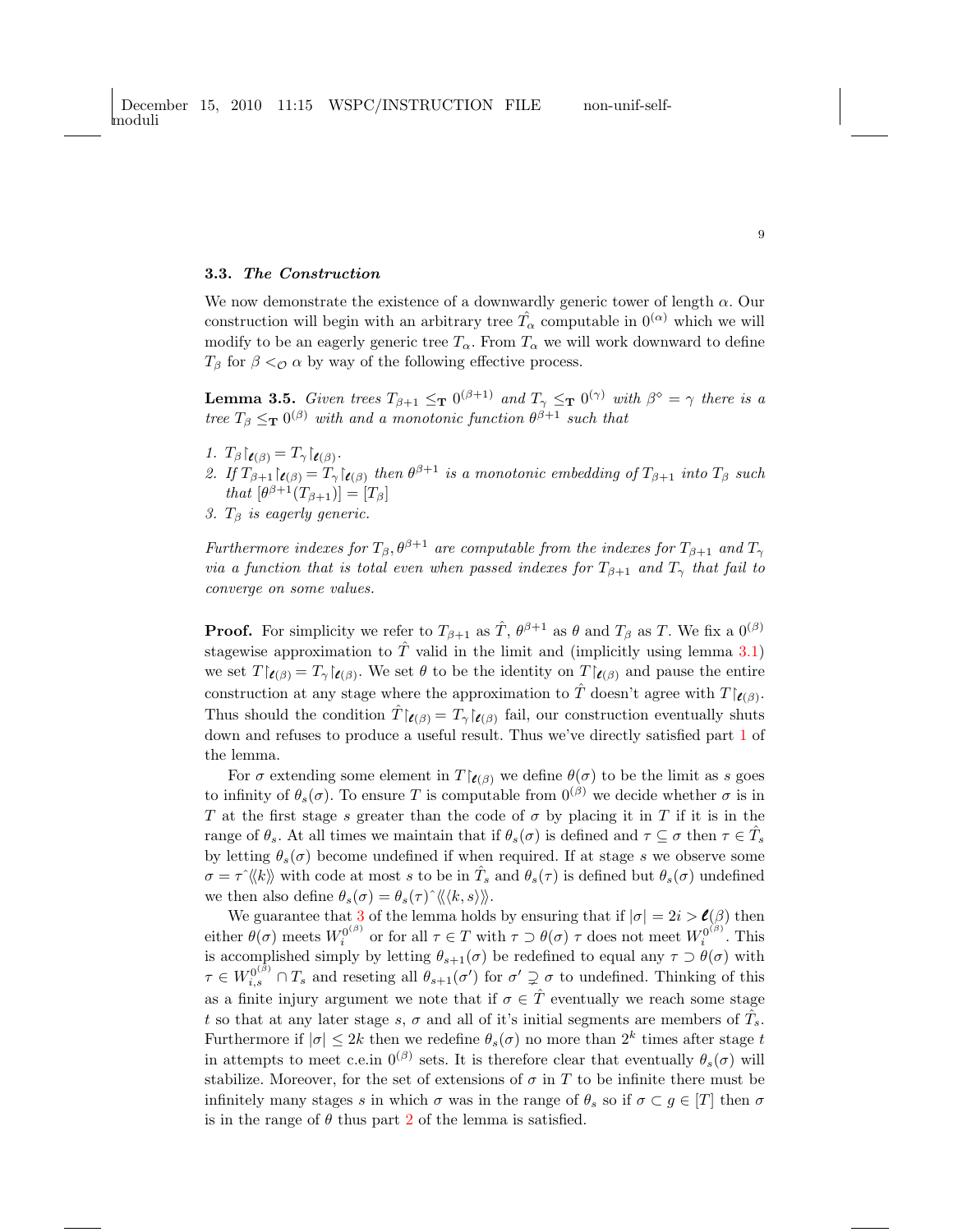### 3.3. *The Construction*

We now demonstrate the existence of a downwardly generic tower of length $\alpha$. Our construction will begin with an arbitrary tree $\hat{T}_\alpha$ computable in $0^{(\alpha)}$ which we will modify to be an eagerly generic tree $T_\alpha$. From $T_\alpha$ we will work downward to define $T_\beta$ for $\beta <_{\mathcal{O}} \alpha$ by way of the following effective process.

**Lemma 3.5.** *Given trees $T_{\beta+1} \leq_{\mathbf{T}} 0^{(\beta+1)}$ and $T_\gamma \leq_{\mathbf{T}} 0^{(\gamma)}$ with $\beta^\diamond = \gamma$ there is a tree $T_\beta \leq_{\mathbf{T}} 0^{(\beta)}$ with and a monotonic function $\theta^{\beta+1}$ such that*

1. *$T_\beta\restriction_{\boldsymbol{\ell}(\beta)} = T_\gamma\restriction_{\boldsymbol{\ell}(\beta)}$.*
2. *If $T_{\beta+1}\restriction_{\boldsymbol{\ell}(\beta)} = T_\gamma\restriction_{\boldsymbol{\ell}(\beta)}$ then $\theta^{\beta+1}$ is a monotonic embedding of $T_{\beta+1}$ into $T_\beta$ such that $[\theta^{\beta+1}(T_{\beta+1})] = [T_\beta]$*
3. *$T_\beta$ is eagerly generic.*

*Furthermore indexes for $T_\beta, \theta^{\beta+1}$ are computable from the indexes for $T_{\beta+1}$ and $T_\gamma$ via a function that is total even when passed indexes for $T_{\beta+1}$ and $T_\gamma$ that fail to converge on some values.*

**Proof.** For simplicity we refer to $T_{\beta+1}$ as $\hat{T}$, $\theta^{\beta+1}$ as $\theta$ and $T_\beta$ as $T$. We fix a $0^{(\beta)}$ stagewise approximation to $\hat{T}$ valid in the limit and (implicitly using lemma 3.1) we set $T\restriction_{\boldsymbol{\ell}(\beta)} = T_\gamma\restriction_{\boldsymbol{\ell}(\beta)}$. We set $\theta$ to be the identity on $T\restriction_{\boldsymbol{\ell}(\beta)}$ and pause the entire construction at any stage where the approximation to $\hat{T}$ doesn't agree with $T\restriction_{\boldsymbol{\ell}(\beta)}$. Thus should the condition $\hat{T}\restriction_{\boldsymbol{\ell}(\beta)} = T_\gamma\restriction_{\boldsymbol{\ell}(\beta)}$ fail, our construction eventually shuts down and refuses to produce a useful result. Thus we've directly satisfied part 1 of the lemma.

For $\sigma$ extending some element in $T\restriction_{\boldsymbol{\ell}(\beta)}$ we define $\theta(\sigma)$ to be the limit as $s$ goes to infinity of $\theta_s(\sigma)$. To ensure $T$ is computable from $0^{(\beta)}$ we decide whether $\sigma$ is in $T$ at the first stage $s$ greater than the code of $\sigma$ by placing it in $T$ if it is in the range of $\theta_s$. At all times we maintain that if $\theta_s(\sigma)$ is defined and $\tau \subseteq \sigma$ then $\tau \in \hat{T}_s$ by letting $\theta_s(\sigma)$ become undefined if when required. If at stage $s$ we observe some $\sigma = \tau\hat{\ }\langle\!\langle k\rangle\!\rangle$ with code at most $s$ to be in $\hat{T}_s$ and $\theta_s(\tau)$ is defined but $\theta_s(\sigma)$ undefined we then also define $\theta_s(\sigma) = \theta_s(\tau)\hat{\ }\langle\!\langle\langle k, s\rangle\rangle\!\rangle$.

We guarantee that 3 of the lemma holds by ensuring that if $|\sigma| = 2i > \boldsymbol{\ell}(\beta)$ then either $\theta(\sigma)$ meets $W_i^{0^{(\beta)}}$ or for all $\tau \in T$ with $\tau \supset \theta(\sigma)$ $\tau$ does not meet $W_i^{0^{(\beta)}}$. This is accomplished simply by letting $\theta_{s+1}(\sigma)$ be redefined to equal any $\tau \supset \theta(\sigma)$ with $\tau \in W_{i,s}^{0^{(\beta)}} \cap T_s$ and reseting all $\theta_{s+1}(\sigma')$ for $\sigma' \supsetneq \sigma$ to undefined. Thinking of this as a finite injury argument we note that if $\sigma \in \hat{T}$ eventually we reach some stage $t$ so that at any later stage $s$, $\sigma$ and all of it's initial segments are members of $\hat{T}_s$. Furthermore if $|\sigma| \leq 2k$ then we redefine $\theta_s(\sigma)$ no more than $2^k$ times after stage $t$ in attempts to meet c.e.in $0^{(\beta)}$ sets. It is therefore clear that eventually $\theta_s(\sigma)$ will stabilize. Moreover, for the set of extensions of $\sigma$ in $T$ to be infinite there must be infinitely many stages $s$ in which $\sigma$ was in the range of $\theta_s$ so if $\sigma \subset g \in [T]$ then $\sigma$ is in the range of $\theta$ thus part 2 of the lemma is satisfied.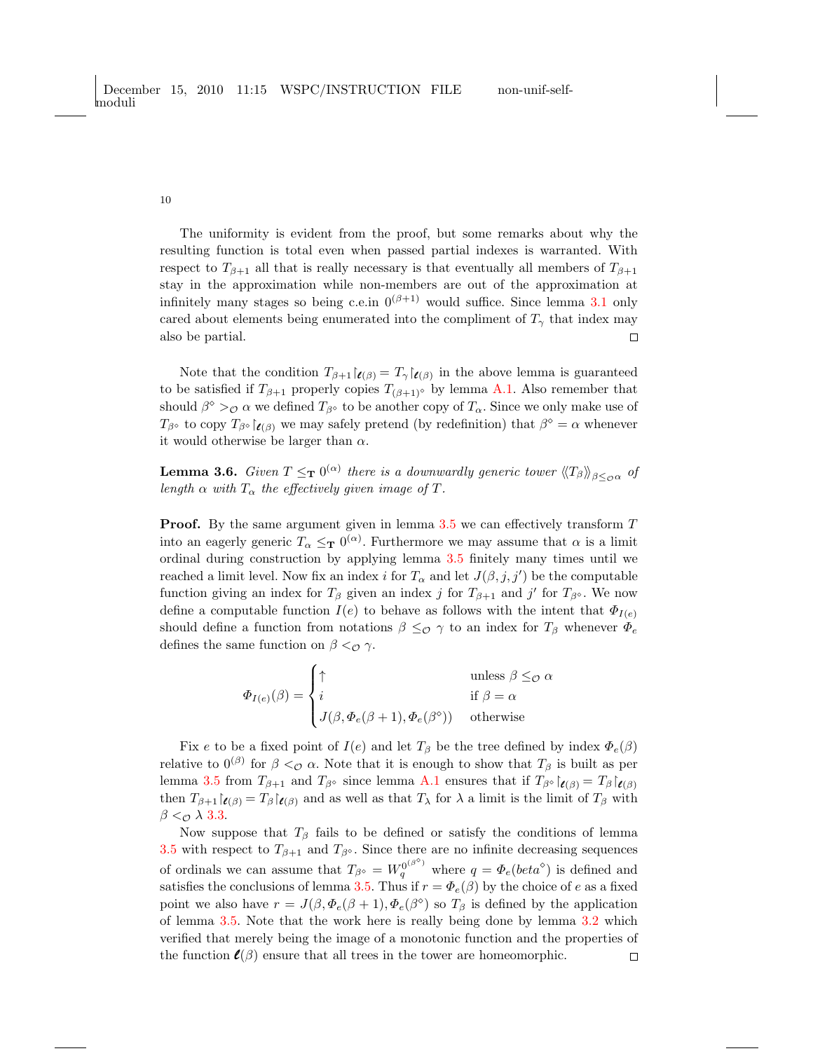The uniformity is evident from the proof, but some remarks about why the resulting function is total even when passed partial indexes is warranted. With respect to $T_{\beta+1}$ all that is really necessary is that eventually all members of $T_{\beta+1}$ stay in the approximation while non-members are out of the approximation at infinitely many stages so being c.e.in $0^{(\beta+1)}$ would suffice. Since lemma 3.1 only cared about elements being enumerated into the compliment of $T_\gamma$ that index may also be partial. □

Note that the condition $T_{\beta+1}\restriction_{\boldsymbol{\ell}(\beta)} = T_\gamma\restriction_{\boldsymbol{\ell}(\beta)}$ in the above lemma is guaranteed to be satisfied if $T_{\beta+1}$ properly copies $T_{(\beta+1)^\diamond}$ by lemma A.1. Also remember that should $\beta^\diamond >_{\mathcal{O}} \alpha$ we defined $T_{\beta^\diamond}$ to be another copy of $T_\alpha$. Since we only make use of $T_{\beta^\diamond}$ to copy $T_{\beta^\diamond}\restriction_{\boldsymbol{\ell}(\beta)}$ we may safely pretend (by redefinition) that $\beta^\diamond = \alpha$ whenever it would otherwise be larger than $\alpha$.

**Lemma 3.6.** *Given $T \leq_{\mathbf{T}} 0^{(\alpha)}$ there is a downwardly generic tower $\langle\!\langle T_\beta \rangle\!\rangle_{\beta \leq_{\mathcal{O}} \alpha}$ of length $\alpha$ with $T_\alpha$ the effectively given image of $T$.*

**Proof.** By the same argument given in lemma 3.5 we can effectively transform $T$ into an eagerly generic $T_\alpha \leq_{\mathbf{T}} 0^{(\alpha)}$. Furthermore we may assume that $\alpha$ is a limit ordinal during construction by applying lemma 3.5 finitely many times until we reached a limit level. Now fix an index $i$ for $T_\alpha$ and let $J(\beta, j, j')$ be the computable function giving an index for $T_\beta$ given an index $j$ for $T_{\beta+1}$ and $j'$ for $T_{\beta^\diamond}$. We now define a computable function $I(e)$ to behave as follows with the intent that $\Phi_{I(e)}$ should define a function from notations $\beta \leq_{\mathcal{O}} \gamma$ to an index for $T_\beta$ whenever $\Phi_e$ defines the same function on $\beta <_{\mathcal{O}} \gamma$.

$$\Phi_{I(e)}(\beta) = \begin{cases} \uparrow & \text{unless } \beta \leq_{\mathcal{O}} \alpha \\ i & \text{if } \beta = \alpha \\ J(\beta, \Phi_e(\beta+1), \Phi_e(\beta^\diamond)) & \text{otherwise} \end{cases}$$

Fix $e$ to be a fixed point of $I(e)$ and let $T_\beta$ be the tree defined by index $\Phi_e(\beta)$ relative to $0^{(\beta)}$ for $\beta <_{\mathcal{O}} \alpha$. Note that it is enough to show that $T_\beta$ is built as per lemma 3.5 from $T_{\beta+1}$ and $T_{\beta^\diamond}$ since lemma A.1 ensures that if $T_{\beta^\diamond}\restriction_{\boldsymbol{\ell}(\beta)} = T_\beta\restriction_{\boldsymbol{\ell}(\beta)}$ then $T_{\beta+1}\restriction_{\boldsymbol{\ell}(\beta)} = T_\beta\restriction_{\boldsymbol{\ell}(\beta)}$ and as well as that $T_\lambda$ for $\lambda$ a limit is the limit of $T_\beta$ with $\beta <_{\mathcal{O}} \lambda$ 3.3.

Now suppose that $T_\beta$ fails to be defined or satisfy the conditions of lemma 3.5 with respect to $T_{\beta+1}$ and $T_{\beta^\diamond}$. Since there are no infinite decreasing sequences of ordinals we can assume that $T_{\beta^\diamond} = W_q^{0^{(\beta^\diamond)}}$ where $q = \Phi_e(beta^\diamond)$ is defined and satisfies the conclusions of lemma 3.5. Thus if $r = \Phi_e(\beta)$ by the choice of $e$ as a fixed point we also have $r = J(\beta, \Phi_e(\beta+1), \Phi_e(\beta^\diamond))$ so $T_\beta$ is defined by the application of lemma 3.5. Note that the work here is really being done by lemma 3.2 which verified that merely being the image of a monotonic function and the properties of the function $\boldsymbol{\ell}(\beta)$ ensure that all trees in the tower are homeomorphic. □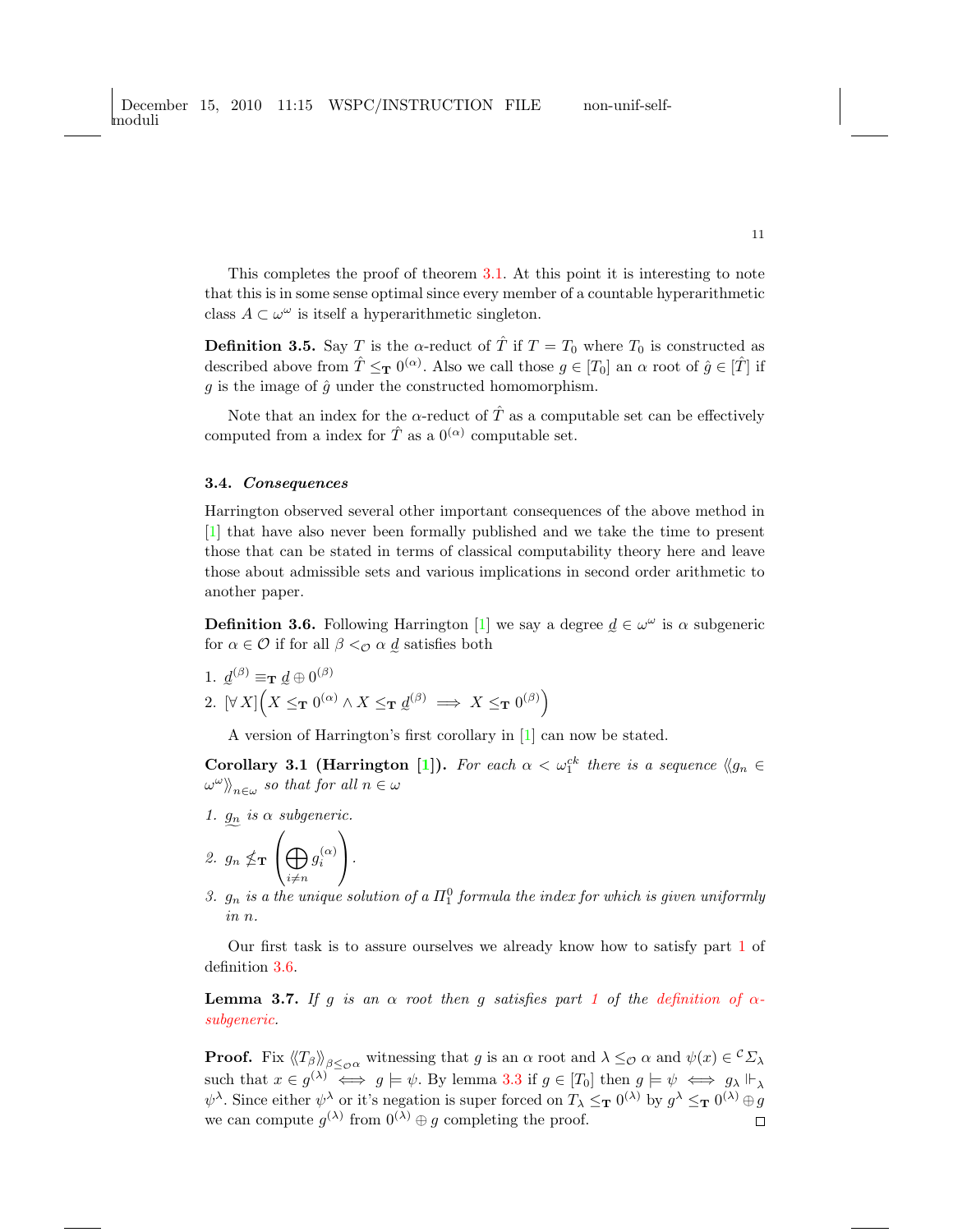This completes the proof of theorem 3.1. At this point it is interesting to note that this is in some sense optimal since every member of a countable hyperarithmetic class $A \subset \omega^\omega$ is itself a hyperarithmetic singleton.

**Definition 3.5.** Say $T$ is the $\alpha$-reduct of $\hat{T}$ if $T = T_0$ where $T_0$ is constructed as described above from $\hat{T} \leq_{\mathbf{T}} 0^{(\alpha)}$. Also we call those $g \in [T_0]$ an $\alpha$ root of $\hat{g} \in [\hat{T}]$ if $g$ is the image of $\hat{g}$ under the constructed homomorphism.

Note that an index for the $\alpha$-reduct of $\hat{T}$ as a computable set can be effectively computed from a index for $\hat{T}$ as a $0^{(\alpha)}$ computable set.

### 3.4. *Consequences*

Harrington observed several other important consequences of the above method in [1] that have also never been formally published and we take the time to present those that can be stated in terms of classical computability theory here and leave those about admissible sets and various implications in second order arithmetic to another paper.

**Definition 3.6.** Following Harrington [1] we say a degree $\underset{\sim}{d} \in \omega^\omega$ is $\alpha$ subgeneric for $\alpha \in \mathcal{O}$ if for all $\beta <_{\mathcal{O}} \alpha$ $\underset{\sim}{d}$ satisfies both

1. $\underset{\sim}{d}^{(\beta)} \equiv_{\mathbf{T}} \underset{\sim}{d} \oplus 0^{(\beta)}$
2. $[\forall X]\Big(X \leq_{\mathbf{T}} 0^{(\alpha)} \wedge X \leq_{\mathbf{T}} \underset{\sim}{d}^{(\beta)} \implies X \leq_{\mathbf{T}} 0^{(\beta)}\Big)$

A version of Harrington's first corollary in [1] can now be stated.

**Corollary 3.1 (Harrington [1]).** *For each $\alpha < \omega_1^{ck}$ there is a sequence $\langle\!\langle g_n \in \omega^\omega \rangle\!\rangle_{n\in\omega}$ so that for all $n \in \omega$*

1. *$\underset{\sim}{g_n}$ is $\alpha$ subgeneric.*
2. *$g_n \not\leq_{\mathbf{T}} \left(\bigoplus_{i\neq n} g_i^{(\alpha)}\right)$.*
3. *$g_n$ is a the unique solution of a $\Pi^0_1$ formula the index for which is given uniformly in $n$.*

Our first task is to assure ourselves we already know how to satisfy part 1 of definition 3.6.

**Lemma 3.7.** *If $g$ is an $\alpha$ root then $g$ satisfies part 1 of the definition of $\alpha$-subgeneric.*

**Proof.** Fix $\langle\!\langle T_\beta \rangle\!\rangle_{\beta \leq_{\mathcal{O}} \alpha}$ witnessing that $g$ is an $\alpha$ root and $\lambda \leq_{\mathcal{O}} \alpha$ and $\psi(x) \in {}^{\mathcal{C}}\Sigma_\lambda$ such that $x \in g^{(\lambda)} \iff g \models \psi$. By lemma 3.3 if $g \in [T_0]$ then $g \models \psi \iff g_\lambda \Vdash_\lambda \psi^\lambda$. Since either $\psi^\lambda$ or it's negation is super forced on $T_\lambda \leq_{\mathbf{T}} 0^{(\lambda)}$ by $g^\lambda \leq_{\mathbf{T}} 0^{(\lambda)} \oplus g$ we can compute $g^{(\lambda)}$ from $0^{(\lambda)} \oplus g$ completing the proof. $\square$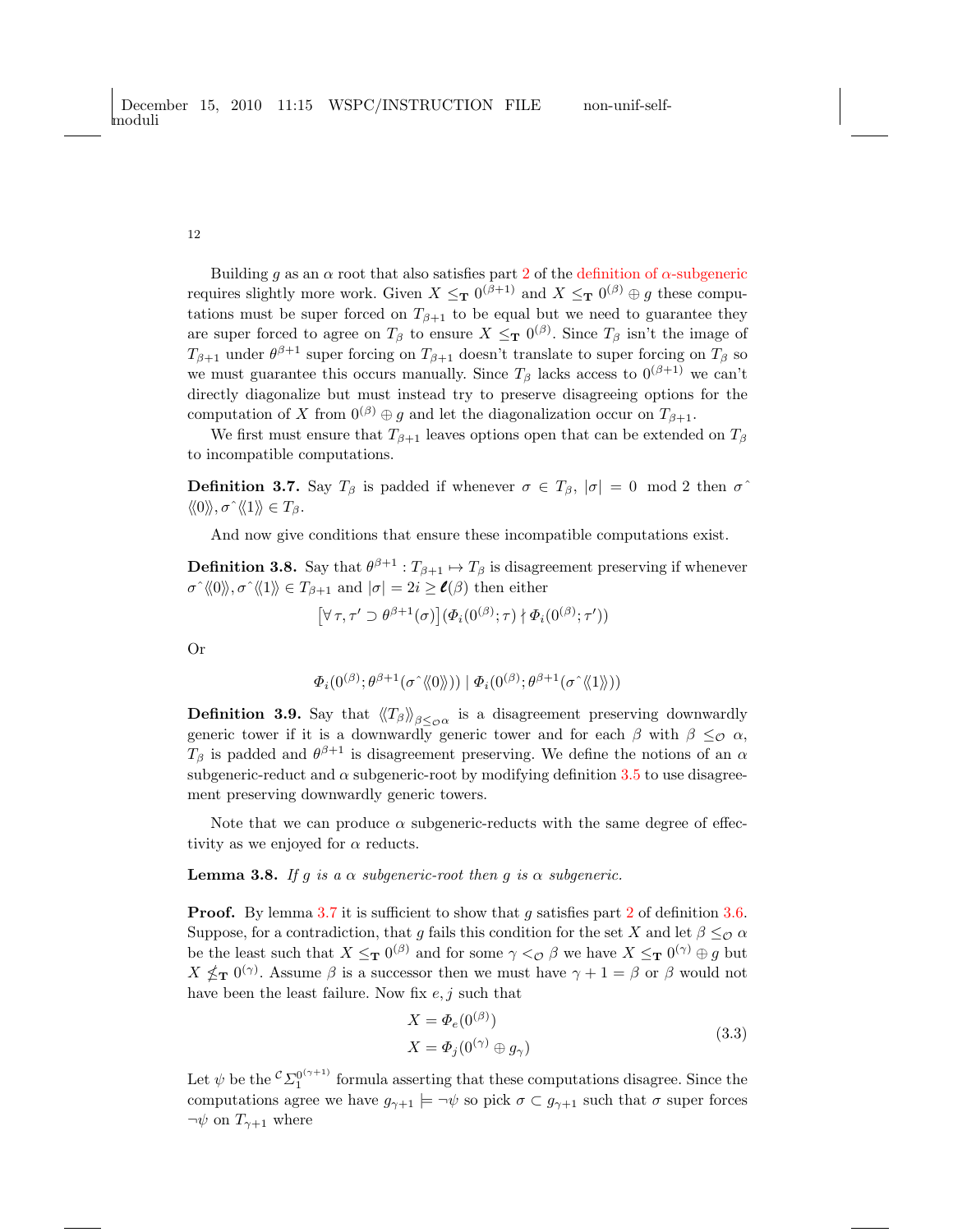Building $g$ as an $\alpha$ root that also satisfies part 2 of the definition of $\alpha$-subgeneric requires slightly more work. Given $X \leq_{\mathbf{T}} 0^{(\beta+1)}$ and $X \leq_{\mathbf{T}} 0^{(\beta)} \oplus g$ these computations must be super forced on $T_{\beta+1}$ to be equal but we need to guarantee they are super forced to agree on $T_\beta$ to ensure $X \leq_{\mathbf{T}} 0^{(\beta)}$. Since $T_\beta$ isn't the image of $T_{\beta+1}$ under $\theta^{\beta+1}$ super forcing on $T_{\beta+1}$ doesn't translate to super forcing on $T_\beta$ so we must guarantee this occurs manually. Since $T_\beta$ lacks access to $0^{(\beta+1)}$ we can't directly diagonalize but must instead try to preserve disagreeing options for the computation of $X$ from $0^{(\beta)} \oplus g$ and let the diagonalization occur on $T_{\beta+1}$.

We first must ensure that $T_{\beta+1}$ leaves options open that can be extended on $T_\beta$ to incompatible computations.

**Definition 3.7.** Say $T_\beta$ is padded if whenever $\sigma \in T_\beta$, $|\sigma| = 0 \mod 2$ then $\sigma\hat{\ }\langle\langle 0\rangle\rangle, \sigma\hat{\ }\langle\langle 1\rangle\rangle \in T_\beta$.

And now give conditions that ensure these incompatible computations exist.

**Definition 3.8.** Say that $\theta^{\beta+1} : T_{\beta+1} \mapsto T_\beta$ is disagreement preserving if whenever $\sigma\hat{\ }\langle\langle 0\rangle\rangle, \sigma\hat{\ }\langle\langle 1\rangle\rangle \in T_{\beta+1}$ and $|\sigma| = 2i \geq \boldsymbol{\ell}(\beta)$ then either

$$\left[\forall\, \tau, \tau' \supset \theta^{\beta+1}(\sigma)\right](\Phi_i(0^{(\beta)}; \tau) \nmid \Phi_i(0^{(\beta)}; \tau'))$$

Or

$$\Phi_i(0^{(\beta)}; \theta^{\beta+1}(\sigma\hat{\ }\langle\langle 0\rangle\rangle)) \mid \Phi_i(0^{(\beta)}; \theta^{\beta+1}(\sigma\hat{\ }\langle\langle 1\rangle\rangle))$$

**Definition 3.9.** Say that $\langle\langle T_\beta\rangle\rangle_{\beta \leq_{\mathcal{O}} \alpha}$ is a disagreement preserving downwardly generic tower if it is a downwardly generic tower and for each $\beta$ with $\beta \leq_{\mathcal{O}} \alpha$, $T_\beta$ is padded and $\theta^{\beta+1}$ is disagreement preserving. We define the notions of an $\alpha$ subgeneric-reduct and $\alpha$ subgeneric-root by modifying definition 3.5 to use disagreement preserving downwardly generic towers.

Note that we can produce $\alpha$ subgeneric-reducts with the same degree of effectivity as we enjoyed for $\alpha$ reducts.

**Lemma 3.8.** *If $g$ is a $\alpha$ subgeneric-root then $g$ is $\alpha$ subgeneric.*

**Proof.** By lemma 3.7 it is sufficient to show that $g$ satisfies part 2 of definition 3.6. Suppose, for a contradiction, that $g$ fails this condition for the set $X$ and let $\beta \leq_{\mathcal{O}} \alpha$ be the least such that $X \leq_{\mathbf{T}} 0^{(\beta)}$ and for some $\gamma <_{\mathcal{O}} \beta$ we have $X \leq_{\mathbf{T}} 0^{(\gamma)} \oplus g$ but $X \not\leq_{\mathbf{T}} 0^{(\gamma)}$. Assume $\beta$ is a successor then we must have $\gamma + 1 = \beta$ or $\beta$ would not have been the least failure. Now fix $e, j$ such that

$$\begin{aligned} X &= \Phi_e(0^{(\beta)}) \\ X &= \Phi_j(0^{(\gamma)} \oplus g_\gamma) \end{aligned} \tag{3.3}$$

Let $\psi$ be the ${}^{\mathcal{C}}\Sigma_1^{0^{(\gamma+1)}}$ formula asserting that these computations disagree. Since the computations agree we have $g_{\gamma+1} \models \neg\psi$ so pick $\sigma \subset g_{\gamma+1}$ such that $\sigma$ super forces $\neg\psi$ on $T_{\gamma+1}$ where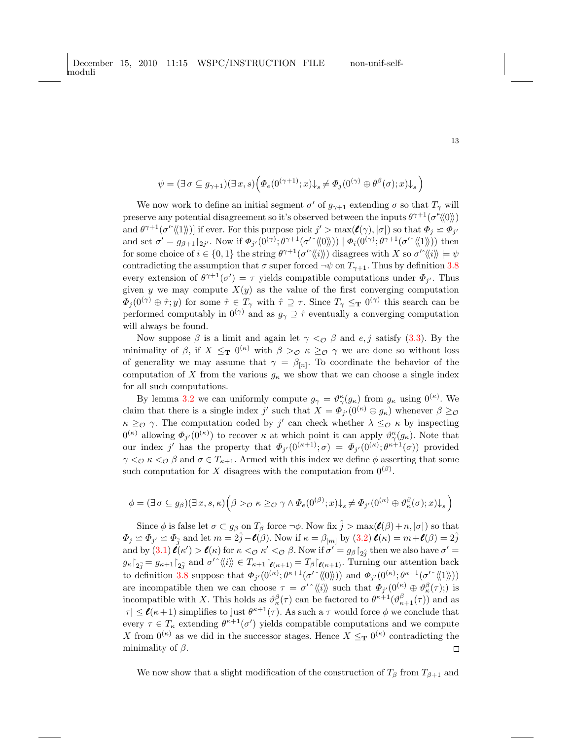$$\psi = (\exists\, \sigma \subseteq g_{\gamma+1})(\exists\, x, s)\Big(\Phi_e(0^{(\gamma+1)}; x)\!\downarrow_s \neq \Phi_j(0^{(\gamma)} \oplus \theta^{\beta}(\sigma); x)\!\downarrow_s\Big)$$

We now work to define an initial segment $\sigma'$ of $g_{\gamma+1}$ extending $\sigma$ so that $T_\gamma$ will preserve any potential disagreement so it's observed between the inputs $\theta^{\gamma+1}(\sigma'^\frown\langle\!\langle 0\rangle\!\rangle)$ and $\theta^{\gamma+1}(\sigma'^\frown\langle\!\langle 1\rangle\!\rangle)]$ if ever. For this purpose pick $j' > \max(\boldsymbol{\ell}(\gamma), |\sigma|)$ so that $\Phi_j \simeq \Phi_{j'}$ and set $\sigma' = g_{\beta+1}\restriction_{2j'}$. Now if $\Phi_{j'}(0^{(\gamma)}; \theta^{\gamma+1}(\sigma'^\frown\langle\!\langle 0\rangle\!\rangle)) \mid \Phi_i(0^{(\gamma)}; \theta^{\gamma+1}(\sigma'^\frown\langle\!\langle 1\rangle\!\rangle))$ then for some choice of $i \in \{0,1\}$ the string $\theta^{\gamma+1}(\sigma'^\frown\langle\!\langle i\rangle\!\rangle)$ disagrees with $X$ so $\sigma'^\frown\langle\!\langle i\rangle\!\rangle \models \psi$ contradicting the assumption that $\sigma$ super forced $\neg\psi$ on $T_{\gamma+1}$. Thus by definition 3.8 every extension of $\theta^{\gamma+1}(\sigma') = \tau$ yields compatible computations under $\Phi_{j'}$. Thus given $y$ we may compute $X(y)$ as the value of the first converging computation $\Phi_j(0^{(\gamma)} \oplus \hat{\tau}; y)$ for some $\hat{\tau} \in T_\gamma$ with $\hat{\tau} \supseteq \tau$. Since $T_\gamma \leq_{\mathbf{T}} 0^{(\gamma)}$ this search can be performed computably in $0^{(\gamma)}$ and as $g_\gamma \supseteq \hat{\tau}$ eventually a converging computation will always be found.

Now suppose $\beta$ is a limit and again let $\gamma <_{\mathcal{O}} \beta$ and $e, j$ satisfy (3.3). By the minimality of $\beta$, if $X \leq_{\mathbf{T}} 0^{(\kappa)}$ with $\beta >_{\mathcal{O}} \kappa \geq_{\mathcal{O}} \gamma$ we are done so without loss of generality we may assume that $\gamma = \beta_{[n]}$. To coordinate the behavior of the computation of $X$ from the various $g_\kappa$ we show that we can choose a single index for all such computations.

By lemma 3.2 we can uniformly compute $g_\gamma = \vartheta^{\kappa}_{\gamma}(g_\kappa)$ from $g_\kappa$ using $0^{(\kappa)}$. We claim that there is a single index $j'$ such that $X = \Phi_{j'}(0^{(\kappa)} \oplus g_\kappa)$ whenever $\beta \geq_{\mathcal{O}} \kappa \geq_{\mathcal{O}} \gamma$. The computation coded by $j'$ can check whether $\lambda \leq_{\mathcal{O}} \kappa$ by inspecting $0^{(\kappa)}$ allowing $\Phi_{j'}(0^{(\kappa)})$ to recover $\kappa$ at which point it can apply $\vartheta^{\kappa}_{\gamma}(g_\kappa)$. Note that our index $j'$ has the property that $\Phi_{j'}(0^{(\kappa+1)}; \sigma) = \Phi_{j'}(0^{(\kappa)}; \theta^{\kappa+1}(\sigma))$ provided $\gamma <_{\mathcal{O}} \kappa <_{\mathcal{O}} \beta$ and $\sigma \in T_{\kappa+1}$. Armed with this index we define $\phi$ asserting that some such computation for $X$ disagrees with the computation from $0^{(\beta)}$.

$$\phi = (\exists\, \sigma \subseteq g_\beta)(\exists\, x, s, \kappa)\Big(\beta >_{\mathcal{O}} \kappa \geq_{\mathcal{O}} \gamma \wedge \Phi_e(0^{(\beta)}; x)\!\downarrow_s \neq \Phi_{j'}(0^{(\kappa)} \oplus \vartheta^{\beta}_{\kappa}(\sigma); x)\!\downarrow_s\Big)$$

Since $\phi$ is false let $\sigma \subset g_\beta$ on $T_\beta$ force $\neg\phi$. Now fix $\hat{j} > \max(\boldsymbol{\ell}(\beta) + n, |\sigma|)$ so that $\Phi_j \simeq \Phi_{j'} \simeq \Phi_{\hat{j}}$ and let $m = 2\hat{j} - \boldsymbol{\ell}(\beta)$. Now if $\kappa = \beta_{[m]}$ by (3.2) $\boldsymbol{\ell}(\kappa) = m + \boldsymbol{\ell}(\beta) = 2\hat{j}$ and by (3.1) $\boldsymbol{\ell}(\kappa') > \boldsymbol{\ell}(\kappa)$ for $\kappa <_{\mathcal{O}} \kappa' <_{\mathcal{O}} \beta$. Now if $\sigma' = g_\beta\restriction_{2\hat{j}}$ then we also have $\sigma' = g_\kappa\restriction_{2\hat{j}} = g_{\kappa+1}\restriction_{2\hat{j}}$ and $\sigma'^\frown\langle\!\langle i\rangle\!\rangle \in T_{\kappa+1}\restriction_{\boldsymbol{\ell}(\kappa+1)} = T_\beta\restriction_{\boldsymbol{\ell}(\kappa+1)}$. Turning our attention back to definition 3.8 suppose that $\Phi_{j'}(0^{(\kappa)}; \theta^{\kappa+1}(\sigma'^\frown\langle\!\langle 0\rangle\!\rangle))$ and $\Phi_{j'}(0^{(\kappa)}; \theta^{\kappa+1}(\sigma'^\frown\langle\!\langle 1\rangle\!\rangle))$ are incompatible then we can choose $\tau = \sigma'^\frown\langle\!\langle i\rangle\!\rangle$ such that $\Phi_{j'}(0^{(\kappa)} \oplus \vartheta^{\beta}_{\kappa}(\tau);)$ is incompatible with $X$. This holds as $\vartheta^{\beta}_{\kappa}(\tau)$ can be factored to $\theta^{\kappa+1}(\vartheta^{\beta}_{\kappa+1}(\tau))$ and as $|\tau| \leq \boldsymbol{\ell}(\kappa+1)$ simplifies to just $\theta^{\kappa+1}(\tau)$. As such a $\tau$ would force $\phi$ we conclude that every $\tau \in T_\kappa$ extending $\theta^{\kappa+1}(\sigma')$ yields compatible computations and we compute $X$ from $0^{(\kappa)}$ as we did in the successor stages. Hence $X \leq_{\mathbf{T}} 0^{(\kappa)}$ contradicting the minimality of $\beta$. $\square$

We now show that a slight modification of the construction of $T_\beta$ from $T_{\beta+1}$ and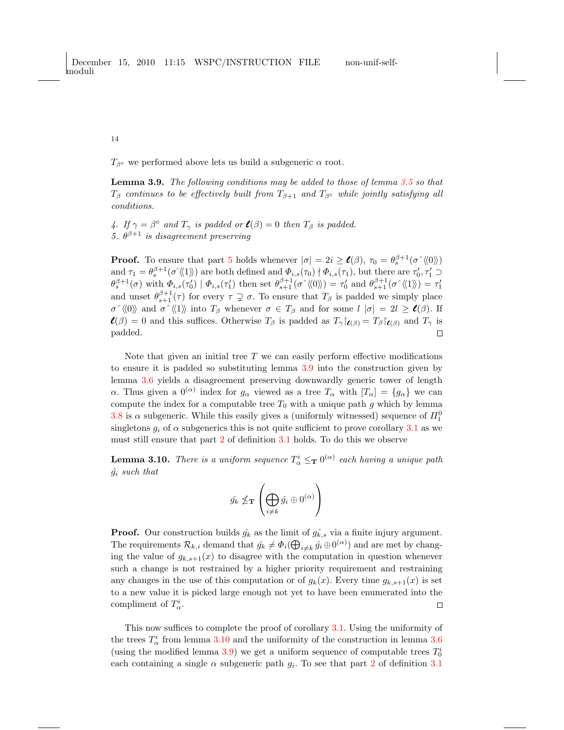$T_{\beta^\diamond}$ we performed above lets us build a subgeneric $\alpha$ root.

**Lemma 3.9.** *The following conditions may be added to those of lemma 3.5 so that $T_\beta$ continues to be effectively built from $T_{\beta+1}$ and $T_{\beta^\diamond}$ while jointly satisfying all conditions.*

*4. If $\gamma = \beta^\diamond$ and $T_\gamma$ is padded or $\boldsymbol{\ell}(\beta) = 0$ then $T_\beta$ is padded.*
*5. $\theta^{\beta+1}$ is disagreement preserving*

**Proof.** To ensure that part 5 holds whenever $|\sigma| = 2i \geq \boldsymbol{\ell}(\beta)$, $\tau_0 = \theta^{\beta+1}_s(\sigma\hat{\ }\langle\langle 0\rangle\rangle)$ and $\tau_1 = \theta^{\beta+1}_s(\sigma\hat{\ }\langle\langle 1\rangle\rangle)$ are both defined and $\Phi_{i,s}(\tau_0) \nmid \Phi_{i,s}(\tau_1)$, but there are $\tau'_0, \tau'_1 \supset \theta^{\beta+1}_s(\sigma)$ with $\Phi_{i,s}(\tau'_0) \mid \Phi_{i,s}(\tau'_1)$ then set $\theta^{\beta+1}_{s+1}(\sigma\hat{\ }\langle\langle 0\rangle\rangle) = \tau'_0$ and $\theta^{\beta+1}_{s+1}(\sigma\hat{\ }\langle\langle 1\rangle\rangle) = \tau'_1$ and unset $\theta^{\beta+1}_{s+1}(\tau)$ for every $\tau \supsetneq \sigma$. To ensure that $T_\beta$ is padded we simply place $\sigma\hat{\ }\langle\langle 0\rangle\rangle$ and $\sigma\hat{\ }\langle\langle 1\rangle\rangle$ into $T_\beta$ whenever $\sigma \in T_\beta$ and for some $l$ $|\sigma| = 2l \geq \boldsymbol{\ell}(\beta)$. If $\boldsymbol{\ell}(\beta) = 0$ and this suffices. Otherwise $T_\beta$ is padded as $T_\gamma\restriction_{\boldsymbol{\ell}(\beta)} = T_\beta\restriction_{\boldsymbol{\ell}(\beta)}$ and $T_\gamma$ is padded. □

Note that given an initial tree $T$ we can easily perform effective modifications to ensure it is padded so substituting lemma 3.9 into the construction given by lemma 3.6 yields a disagreement preserving downwardly generic tower of length $\alpha$. Thus given a $0^{(\alpha)}$ index for $g_\alpha$ viewed as a tree $T_\alpha$ with $[T_\alpha] = \{g_\alpha\}$ we can compute the index for a computable tree $T_0$ with a unique path $g$ which by lemma 3.8 is $\alpha$ subgeneric. While this easily gives a (uniformly witnessed) sequence of $\Pi^0_1$ singletons $g_i$ of $\alpha$ subgenerics this is not quite sufficient to prove corollary 3.1 as we must still ensure that part 2 of definition 3.1 holds. To do this we observe

**Lemma 3.10.** *There is a uniform sequence $T^i_\alpha \leq_{\mathbf{T}} 0^{(\alpha)}$ each having a unique path $\hat{g}_i$ such that*

$$\hat{g_k} \not\leq_{\mathbf{T}} \left( \bigoplus_{i \neq k} \hat{g}_i \oplus 0^{(\alpha)} \right)$$

**Proof.** Our construction builds $\hat{g_k}$ as the limit of $\hat{g_{k,s}}$ via a finite injury argument. The requirements $\mathcal{R}_{k,i}$ demand that $\hat{g_k} \neq \Phi_i(\bigoplus_{i\neq k} \hat{g}_i \oplus 0^{(\alpha)})$ and are met by changing the value of $g_{k,s+1}(x)$ to disagree with the computation in question whenever such a change is not restrained by a higher priority requirement and restraining any changes in the use of this computation or of $g_k(x)$. Every time $g_{k,s+1}(x)$ is set to a new value it is picked large enough not yet to have been enumerated into the compliment of $T^i_\alpha$. □

This now suffices to complete the proof of corollary 3.1. Using the uniformity of the trees $T^i_\alpha$ from lemma 3.10 and the uniformity of the construction in lemma 3.6 (using the modified lemma 3.9) we get a uniform sequence of computable trees $T^i_0$ each containing a single $\alpha$ subgeneric path $g_i$. To see that part 2 of definition 3.1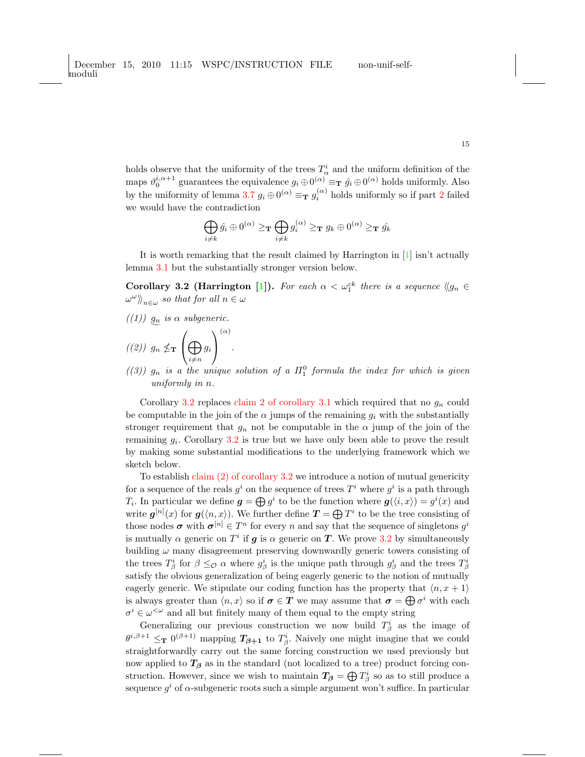holds observe that the uniformity of the trees $T^i_\alpha$ and the uniform definition of the maps $\vartheta^{i,\alpha+1}_0$ guarantees the equivalence $g_i \oplus 0^{(\alpha)} \equiv_{\mathbf{T}} \hat{g}_i \oplus 0^{(\alpha)}$ holds uniformly. Also by the uniformity of lemma 3.7 $g_i \oplus 0^{(\alpha)} \equiv_{\mathbf{T}} g_i^{(\alpha)}$ holds uniformly so if part 2 failed we would have the contradiction

$$\bigoplus_{i \neq k} \hat{g}_i \oplus 0^{(\alpha)} \geq_{\mathbf{T}} \bigoplus_{i \neq k} g_i^{(\alpha)} \geq_{\mathbf{T}} g_k \oplus 0^{(\alpha)} \geq_{\mathbf{T}} \hat{g_k}$$

It is worth remarking that the result claimed by Harrington in [1] isn't actually lemma 3.1 but the substantially stronger version below.

**Corollary 3.2 (Harrington [1]).** *For each $\alpha < \omega_1^{ck}$ there is a sequence $\langle\!\langle g_n \in \omega^\omega \rangle\!\rangle_{n\in\omega}$ so that for all $n \in \omega$*

*((1)) $\underset{\sim}{g_n}$ is $\alpha$ subgeneric.*

*((2)) $g_n \not\leq_{\mathbf{T}} \left( \bigoplus_{i \neq n} g_i \right)^{(\alpha)}$.*

*((3)) $g_n$ is a the unique solution of a $\Pi^0_1$ formula the index for which is given uniformly in $n$.*

Corollary 3.2 replaces claim 2 of corollary 3.1 which required that no $g_n$ could be computable in the join of the $\alpha$ jumps of the remaining $g_i$ with the substantially stronger requirement that $g_n$ not be computable in the $\alpha$ jump of the join of the remaining $g_i$. Corollary 3.2 is true but we have only been able to prove the result by making some substantial modifications to the underlying framework which we sketch below.

To establish claim (2) of corollary 3.2 we introduce a notion of mutual genericity for a sequence of the reals $g^i$ on the sequence of trees $T^i$ where $g^i$ is a path through $T_i$. In particular we define $\boldsymbol{g} = \bigoplus g^i$ to be the function where $\boldsymbol{g}(\langle i, x\rangle) = g^i(x)$ and write $\boldsymbol{g}^{[n]}(x)$ for $\boldsymbol{g}(\langle n, x\rangle)$. We further define $\boldsymbol{T} = \bigoplus T^i$ to be the tree consisting of those nodes $\boldsymbol{\sigma}$ with $\boldsymbol{\sigma}^{[n]} \in T^n$ for every $n$ and say that the sequence of singletons $g^i$ is mutually $\alpha$ generic on $T^i$ if $\boldsymbol{g}$ is $\alpha$ generic on $\boldsymbol{T}$. We prove 3.2 by simultaneously building $\omega$ many disagreement preserving downwardly generic towers consisting of the trees $T^i_\beta$ for $\beta \leq_{\mathcal{O}} \alpha$ where $g^i_\beta$ is the unique path through $g^i_\beta$ and the trees $T^i_\beta$ satisfy the obvious generalization of being eagerly generic to the notion of mutually eagerly generic. We stipulate our coding function has the property that $\langle n, x+1\rangle$ is always greater than $\langle n, x\rangle$ so if $\boldsymbol{\sigma} \in \boldsymbol{T}$ we may assume that $\boldsymbol{\sigma} = \bigoplus \sigma^i$ with each $\sigma^i \in \omega^{<\omega}$ and all but finitely many of them equal to the empty string

Generalizing our previous construction we now build $T^i_\beta$ as the image of $\theta^{i,\beta+1} \leq_{\mathbf{T}} 0^{(\beta+1)}$ mapping $\boldsymbol{T_{\beta+1}}$ to $T^i_\beta$. Naively one might imagine that we could straightforwardly carry out the same forcing construction we used previously but now applied to $\boldsymbol{T_\beta}$ as in the standard (not localized to a tree) product forcing construction. However, since we wish to maintain $\boldsymbol{T_\beta} = \bigoplus T^i_\beta$ so as to still produce a sequence $g^i$ of $\alpha$-subgeneric roots such a simple argument won't suffice. In particular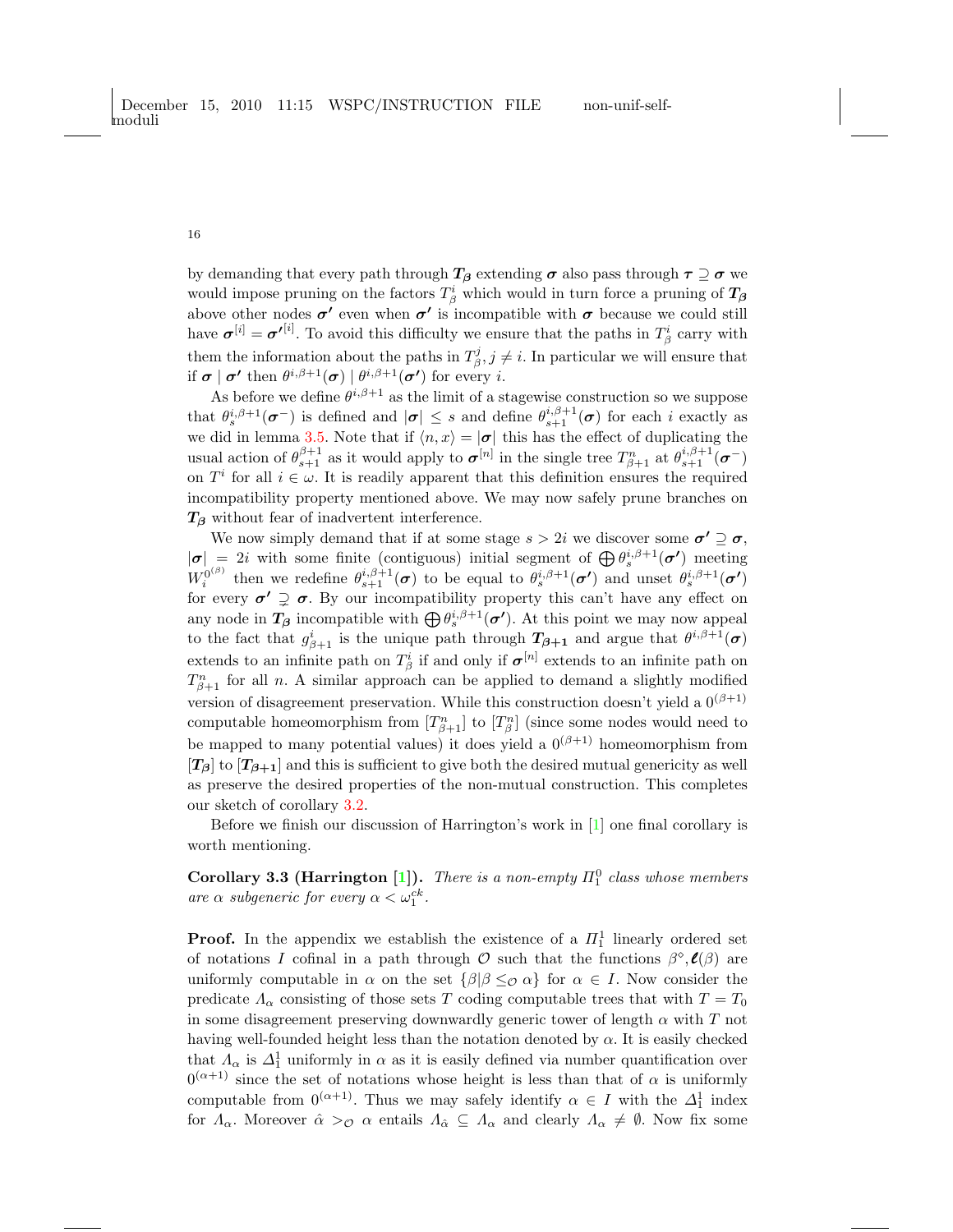by demanding that every path through $\boldsymbol{T_\beta}$ extending $\boldsymbol{\sigma}$ also pass through $\boldsymbol{\tau} \supseteq \boldsymbol{\sigma}$ we would impose pruning on the factors $T^i_\beta$ which would in turn force a pruning of $\boldsymbol{T_\beta}$ above other nodes $\boldsymbol{\sigma'}$ even when $\boldsymbol{\sigma'}$ is incompatible with $\boldsymbol{\sigma}$ because we could still have $\boldsymbol{\sigma}^{[i]} = \boldsymbol{\sigma'}^{[i]}$. To avoid this difficulty we ensure that the paths in $T^i_\beta$ carry with them the information about the paths in $T^j_\beta, j \neq i$. In particular we will ensure that if $\boldsymbol{\sigma} \mid \boldsymbol{\sigma'}$ then $\theta^{i,\beta+1}(\boldsymbol{\sigma}) \mid \theta^{i,\beta+1}(\boldsymbol{\sigma'})$ for every $i$.

As before we define $\theta^{i,\beta+1}$ as the limit of a stagewise construction so we suppose that $\theta^{i,\beta+1}_s(\boldsymbol{\sigma}^-)$ is defined and $|\boldsymbol{\sigma}| \leq s$ and define $\theta^{i,\beta+1}_{s+1}(\boldsymbol{\sigma})$ for each $i$ exactly as we did in lemma 3.5. Note that if $\langle n, x\rangle = |\boldsymbol{\sigma}|$ this has the effect of duplicating the usual action of $\theta^{\beta+1}_{s+1}$ as it would apply to $\boldsymbol{\sigma}^{[n]}$ in the single tree $T^n_{\beta+1}$ at $\theta^{i,\beta+1}_{s+1}(\boldsymbol{\sigma}^-)$ on $T^i$ for all $i \in \omega$. It is readily apparent that this definition ensures the required incompatibility property mentioned above. We may now safely prune branches on $\boldsymbol{T_\beta}$ without fear of inadvertent interference.

We now simply demand that if at some stage $s > 2i$ we discover some $\boldsymbol{\sigma'} \supseteq \boldsymbol{\sigma}$, $|\boldsymbol{\sigma}| = 2i$ with some finite (contiguous) initial segment of $\bigoplus \theta^{i,\beta+1}_s(\boldsymbol{\sigma'})$ meeting $W^{0^{(\beta)}}_i$ then we redefine $\theta^{i,\beta+1}_{s+1}(\boldsymbol{\sigma})$ to be equal to $\theta^{i,\beta+1}_s(\boldsymbol{\sigma'})$ and unset $\theta^{i,\beta+1}_s(\boldsymbol{\sigma'})$ for every $\boldsymbol{\sigma'} \supsetneq \boldsymbol{\sigma}$. By our incompatibility property this can't have any effect on any node in $\boldsymbol{T_\beta}$ incompatible with $\bigoplus \theta^{i,\beta+1}_s(\boldsymbol{\sigma'})$. At this point we may now appeal to the fact that $g^i_{\beta+1}$ is the unique path through $\boldsymbol{T_{\beta+1}}$ and argue that $\theta^{i,\beta+1}(\boldsymbol{\sigma})$ extends to an infinite path on $T^i_\beta$ if and only if $\boldsymbol{\sigma}^{[n]}$ extends to an infinite path on $T^n_{\beta+1}$ for all $n$. A similar approach can be applied to demand a slightly modified version of disagreement preservation. While this construction doesn't yield a $0^{(\beta+1)}$ computable homeomorphism from $[T^n_{\beta+1}]$ to $[T^n_\beta]$ (since some nodes would need to be mapped to many potential values) it does yield a $0^{(\beta+1)}$ homeomorphism from $[\boldsymbol{T_\beta}]$ to $[\boldsymbol{T_{\beta+1}}]$ and this is sufficient to give both the desired mutual genericity as well as preserve the desired properties of the non-mutual construction. This completes our sketch of corollary 3.2.

Before we finish our discussion of Harrington's work in [1] one final corollary is worth mentioning.

**Corollary 3.3 (Harrington [1]).** *There is a non-empty $\Pi^0_1$ class whose members are $\alpha$ subgeneric for every $\alpha < \omega^{ck}_1$.*

**Proof.** In the appendix we establish the existence of a $\Pi^1_1$ linearly ordered set of notations $I$ cofinal in a path through $\mathcal{O}$ such that the functions $\beta^\diamond, \boldsymbol{\ell}(\beta)$ are uniformly computable in $\alpha$ on the set $\{\beta | \beta \leq_{\mathcal{O}} \alpha\}$ for $\alpha \in I$. Now consider the predicate $\Lambda_\alpha$ consisting of those sets $T$ coding computable trees that with $T = T_0$ in some disagreement preserving downwardly generic tower of length $\alpha$ with $T$ not having well-founded height less than the notation denoted by $\alpha$. It is easily checked that $\Lambda_\alpha$ is $\Delta^1_1$ uniformly in $\alpha$ as it is easily defined via number quantification over $0^{(\alpha+1)}$ since the set of notations whose height is less than that of $\alpha$ is uniformly computable from $0^{(\alpha+1)}$. Thus we may safely identify $\alpha \in I$ with the $\Delta^1_1$ index for $\Lambda_\alpha$. Moreover $\hat{\alpha} >_{\mathcal{O}} \alpha$ entails $\Lambda_{\hat{\alpha}} \subseteq \Lambda_\alpha$ and clearly $\Lambda_\alpha \neq \emptyset$. Now fix some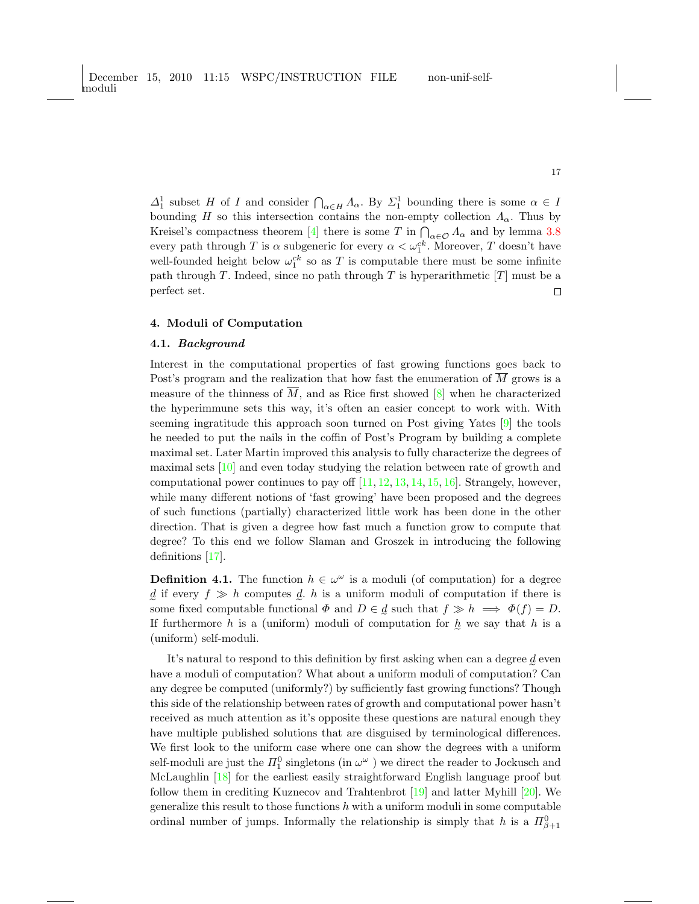$\Delta^1_1$ subset $H$ of $I$ and consider $\bigcap_{\alpha \in H} \Lambda_\alpha$. By $\Sigma^1_1$ bounding there is some $\alpha \in I$ bounding $H$ so this intersection contains the non-empty collection $\Lambda_\alpha$. Thus by Kreisel's compactness theorem [4] there is some $T$ in $\bigcap_{\alpha \in \mathcal{O}} \Lambda_\alpha$ and by lemma 3.8 every path through $T$ is $\alpha$ subgeneric for every $\alpha < \omega_1^{ck}$. Moreover, $T$ doesn't have well-founded height below $\omega_1^{ck}$ so as $T$ is computable there must be some infinite path through $T$. Indeed, since no path through $T$ is hyperarithmetic $[T]$ must be a perfect set. $\square$

## 4. Moduli of Computation

### 4.1. *Background*

Interest in the computational properties of fast growing functions goes back to Post's program and the realization that how fast the enumeration of $\overline{M}$ grows is a measure of the thinness of $\overline{M}$, and as Rice first showed [8] when he characterized the hyperimmune sets this way, it's often an easier concept to work with. With seeming ingratitude this approach soon turned on Post giving Yates [9] the tools he needed to put the nails in the coffin of Post's Program by building a complete maximal set. Later Martin improved this analysis to fully characterize the degrees of maximal sets [10] and even today studying the relation between rate of growth and computational power continues to pay off [11, 12, 13, 14, 15, 16]. Strangely, however, while many different notions of 'fast growing' have been proposed and the degrees of such functions (partially) characterized little work has been done in the other direction. That is given a degree how fast much a function grow to compute that degree? To this end we follow Slaman and Groszek in introducing the following definitions [17].

**Definition 4.1.** The function $h \in \omega^\omega$ is a moduli (of computation) for a degree $\underset{\sim}{d}$ if every $f \gg h$ computes $\underset{\sim}{d}$. $h$ is a uniform moduli of computation if there is some fixed computable functional $\Phi$ and $D \in \underset{\sim}{d}$ such that $f \gg h \implies \Phi(f) = D$. If furthermore $h$ is a (uniform) moduli of computation for $\underset{\sim}{h}$ we say that $h$ is a (uniform) self-moduli.

It's natural to respond to this definition by first asking when can a degree $\underset{\sim}{d}$ even have a moduli of computation? What about a uniform moduli of computation? Can any degree be computed (uniformly?) by sufficiently fast growing functions? Though this side of the relationship between rates of growth and computational power hasn't received as much attention as it's opposite these questions are natural enough they have multiple published solutions that are disguised by terminological differences. We first look to the uniform case where one can show the degrees with a uniform self-moduli are just the $\Pi^0_1$ singletons (in $\omega^\omega$ ) we direct the reader to Jockusch and McLaughlin [18] for the earliest easily straightforward English language proof but follow them in crediting Kuznecov and Trahtenbrot [19] and latter Myhill [20]. We generalize this result to those functions $h$ with a uniform moduli in some computable ordinal number of jumps. Informally the relationship is simply that $h$ is a $\Pi^0_{\beta+1}$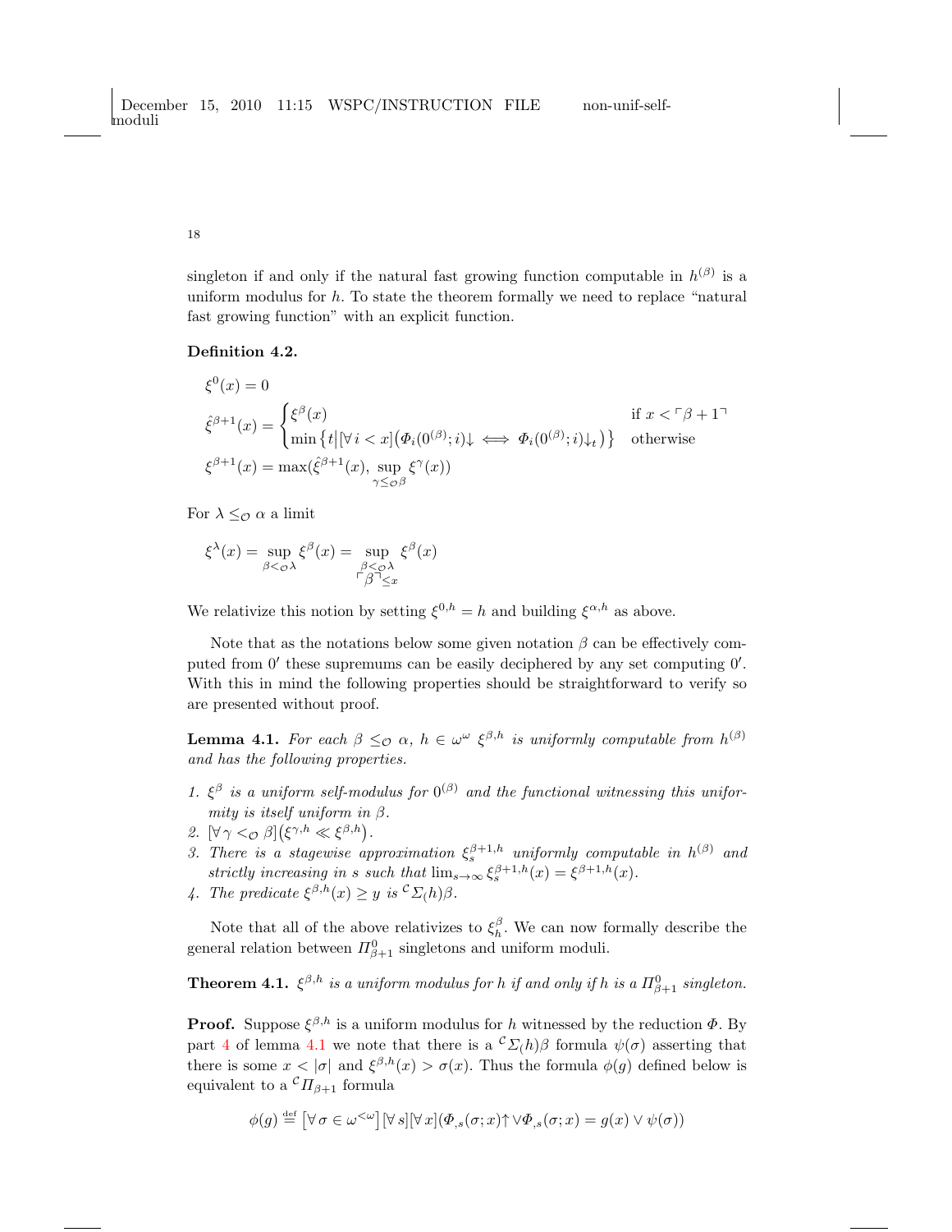singleton if and only if the natural fast growing function computable in $h^{(\beta)}$ is a uniform modulus for $h$. To state the theorem formally we need to replace "natural fast growing function" with an explicit function.

**Definition 4.2.**

$$\xi^0(x) = 0$$

$$\hat{\xi}^{\beta+1}(x) = \begin{cases} \xi^\beta(x) & \text{if } x < \ulcorner \beta + 1 \urcorner \\ \min\left\{t \middle| [\forall\, i < x]\left(\Phi_i(0^{(\beta)}; i)\downarrow \iff \Phi_i(0^{(\beta)}; i)\downarrow_t\right)\right\} & \text{otherwise} \end{cases}$$

$$\xi^{\beta+1}(x) = \max(\hat{\xi}^{\beta+1}(x), \sup_{\gamma \leq_{\mathcal{O}} \beta} \xi^\gamma(x))$$

For $\lambda \leq_{\mathcal{O}} \alpha$ a limit

$$\xi^\lambda(x) = \sup_{\beta <_{\mathcal{O}} \lambda} \xi^\beta(x) = \sup_{\substack{\beta <_{\mathcal{O}} \lambda \\ \ulcorner \beta \urcorner \leq x}} \xi^\beta(x)$$

We relativize this notion by setting $\xi^{0,h} = h$ and building $\xi^{\alpha,h}$ as above.

Note that as the notations below some given notation $\beta$ can be effectively computed from $0'$ these supremums can be easily deciphered by any set computing $0'$. With this in mind the following properties should be straightforward to verify so are presented without proof.

**Lemma 4.1.** *For each $\beta \leq_{\mathcal{O}} \alpha$, $h \in \omega^\omega$ $\xi^{\beta,h}$ is uniformly computable from $h^{(\beta)}$ and has the following properties.*

1. *$\xi^\beta$ is a uniform self-modulus for $0^{(\beta)}$ and the functional witnessing this uniformity is itself uniform in $\beta$.*
2. *$[\forall\, \gamma <_{\mathcal{O}} \beta]\left(\xi^{\gamma,h} \ll \xi^{\beta,h}\right)$.*
3. *There is a stagewise approximation $\xi_s^{\beta+1,h}$ uniformly computable in $h^{(\beta)}$ and strictly increasing in $s$ such that $\lim_{s\to\infty} \xi_s^{\beta+1,h}(x) = \xi^{\beta+1,h}(x)$.*
4. *The predicate $\xi^{\beta,h}(x) \geq y$ is ${}^{\mathcal{C}}\Sigma_(h)\beta$.*

Note that all of the above relativizes to $\xi_h^\beta$. We can now formally describe the general relation between $\Pi^0_{\beta+1}$ singletons and uniform moduli.

**Theorem 4.1.** *$\xi^{\beta,h}$ is a uniform modulus for $h$ if and only if $h$ is a $\Pi^0_{\beta+1}$ singleton.*

**Proof.** Suppose $\xi^{\beta,h}$ is a uniform modulus for $h$ witnessed by the reduction $\Phi$. By part 4 of lemma 4.1 we note that there is a ${}^{\mathcal{C}}\Sigma_(h)\beta$ formula $\psi(\sigma)$ asserting that there is some $x < |\sigma|$ and $\xi^{\beta,h}(x) > \sigma(x)$. Thus the formula $\phi(g)$ defined below is equivalent to a ${}^{\mathcal{C}}\Pi_{\beta+1}$ formula

$$\phi(g) \overset{\text{def}}{=} \left[\forall\, \sigma \in \omega^{<\omega}\right][\forall\, s][\forall\, x](\Phi_{,s}(\sigma; x)\uparrow \vee \Phi_{,s}(\sigma; x) = g(x) \vee \psi(\sigma))$$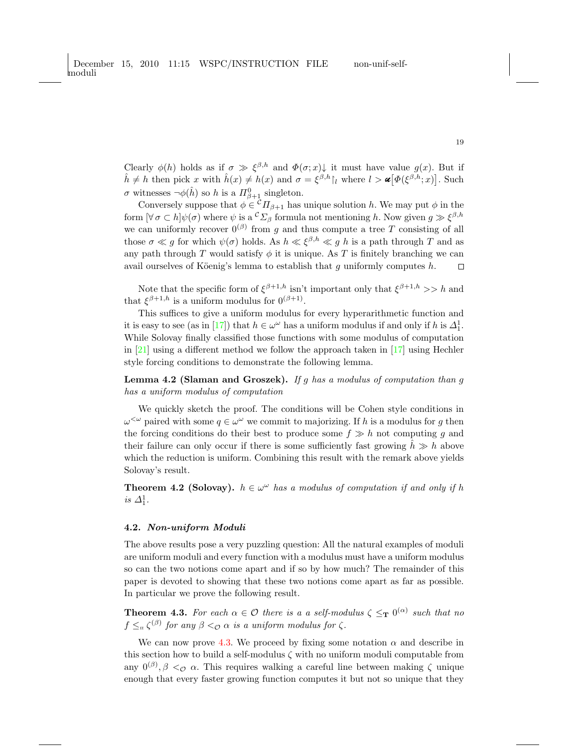Clearly $\phi(h)$ holds as if $\sigma \gg \xi^{\beta,h}$ and $\Phi(\sigma; x)\downarrow$ it must have value $g(x)$. But if $\hat{h} \neq h$ then pick $x$ with $\hat{h}(x) \neq h(x)$ and $\sigma = \xi^{\beta,h}\restriction_l$ where $l > \boldsymbol{\alpha}\big[\Phi(\xi^{\beta,h}; x)\big]$. Such $\sigma$ witnesses $\neg\phi(\hat{h})$ so $h$ is a $\Pi^0_{\beta+1}$ singleton.

Conversely suppose that $\phi \in {}^{\mathcal{C}}\Pi_{\beta+1}$ has unique solution $h$. We may put $\phi$ in the form $[\forall\, \sigma \subset h]\psi(\sigma)$ where $\psi$ is a ${}^{\mathcal{C}}\Sigma_\beta$ formula not mentioning $h$. Now given $g \gg \xi^{\beta,h}$ we can uniformly recover $0^{(\beta)}$ from $g$ and thus compute a tree $T$ consisting of all those $\sigma \ll g$ for which $\psi(\sigma)$ holds. As $h \ll \xi^{\beta,h} \ll g$ $h$ is a path through $T$ and as any path through $T$ would satisfy $\phi$ it is unique. As $T$ is finitely branching we can avail ourselves of Köenig's lemma to establish that $g$ uniformly computes $h$. $\square$

Note that the specific form of $\xi^{\beta+1,h}$ isn't important only that $\xi^{\beta+1,h} >> h$ and that $\xi^{\beta+1,h}$ is a uniform modulus for $0^{(\beta+1)}$.

This suffices to give a uniform modulus for every hyperarithmetic function and it is easy to see (as in [17]) that $h \in \omega^\omega$ has a uniform modulus if and only if $h$ is $\Delta^1_1$. While Solovay finally classified those functions with some modulus of computation in [21] using a different method we follow the approach taken in [17] using Hechler style forcing conditions to demonstrate the following lemma.

**Lemma 4.2 (Slaman and Groszek).** *If $g$ has a modulus of computation than $g$ has a uniform modulus of computation*

We quickly sketch the proof. The conditions will be Cohen style conditions in $\omega^{<\omega}$ paired with some $q \in \omega^\omega$ we commit to majorizing. If $h$ is a modulus for $g$ then the forcing conditions do their best to produce some $f \gg h$ not computing $g$ and their failure can only occur if there is some sufficiently fast growing $\hat{h} \gg h$ above which the reduction is uniform. Combining this result with the remark above yields Solovay's result.

**Theorem 4.2 (Solovay).** *$h \in \omega^\omega$ has a modulus of computation if and only if $h$ is $\Delta^1_1$.*

### 4.2. *Non-uniform Moduli*

The above results pose a very puzzling question: All the natural examples of moduli are uniform moduli and every function with a modulus must have a uniform modulus so can the two notions come apart and if so by how much? The remainder of this paper is devoted to showing that these two notions come apart as far as possible. In particular we prove the following result.

**Theorem 4.3.** *For each $\alpha \in \mathcal{O}$ there is a a self-modulus $\zeta \leq_{\mathbf{T}} 0^{(\alpha)}$ such that no $f \leq_{\mathrm{u}} \zeta^{(\beta)}$ for any $\beta <_{\mathcal{O}} \alpha$ is a uniform modulus for $\zeta$.*

We can now prove 4.3. We proceed by fixing some notation $\alpha$ and describe in this section how to build a self-modulus $\zeta$ with no uniform moduli computable from any $0^{(\beta)}, \beta <_{\mathcal{O}} \alpha$. This requires walking a careful line between making $\zeta$ unique enough that every faster growing function computes it but not so unique that they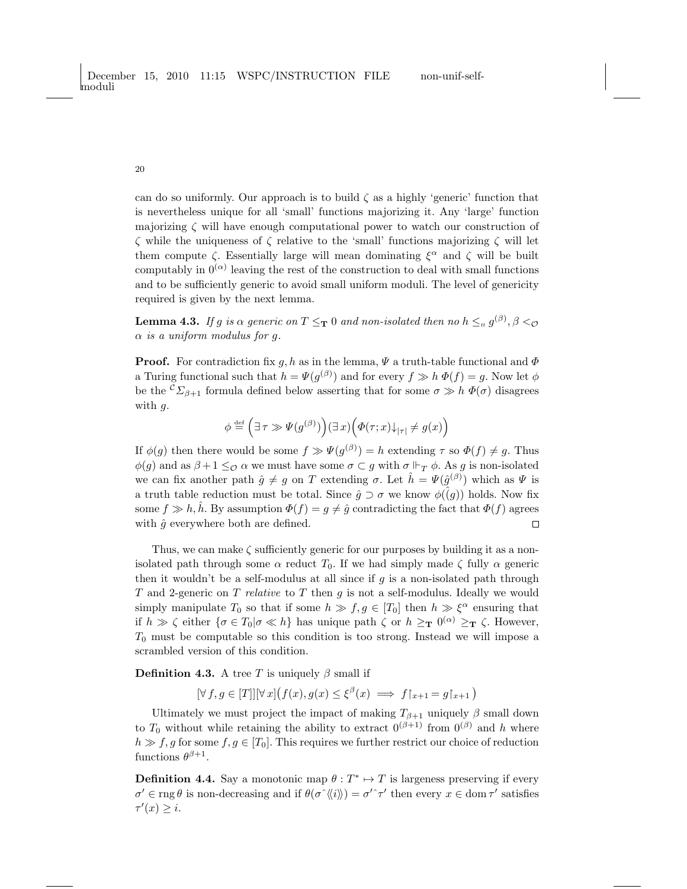can do so uniformly. Our approach is to build $\zeta$ as a highly 'generic' function that is nevertheless unique for all 'small' functions majorizing it. Any 'large' function majorizing $\zeta$ will have enough computational power to watch our construction of $\zeta$ while the uniqueness of $\zeta$ relative to the 'small' functions majorizing $\zeta$ will let them compute $\zeta$. Essentially large will mean dominating $\xi^\alpha$ and $\zeta$ will be built computably in $0^{(\alpha)}$ leaving the rest of the construction to deal with small functions and to be sufficiently generic to avoid small uniform moduli. The level of genericity required is given by the next lemma.

**Lemma 4.3.** *If $g$ is $\alpha$ generic on $T \leq_{\mathbf{T}} 0$ and non-isolated then no $h \leq_u g^{(\beta)}, \beta <_{\mathcal{O}} \alpha$ is a uniform modulus for $g$.*

**Proof.** For contradiction fix $g, h$ as in the lemma, $\Psi$ a truth-table functional and $\Phi$ a Turing functional such that $h = \Psi(g^{(\beta)})$ and for every $f \gg h$ $\Phi(f) = g$. Now let $\phi$ be the ${}^{\mathcal{C}}\Sigma_{\beta+1}$ formula defined below asserting that for some $\sigma \gg h$ $\Phi(\sigma)$ disagrees with $g$.

$$\phi \stackrel{\text{def}}{=} \left(\exists\, \tau \gg \Psi(g^{(\beta)})\right)(\exists\, x)\Big(\Phi(\tau; x)\!\downarrow_{|\tau|} \neq g(x)\Big)$$

If $\phi(g)$ then there would be some $f \gg \Psi(g^{(\beta)}) = h$ extending $\tau$ so $\Phi(f) \neq g$. Thus $\phi(g)$ and as $\beta + 1 \leq_{\mathcal{O}} \alpha$ we must have some $\sigma \subset g$ with $\sigma \Vdash_T \phi$. As $g$ is non-isolated we can fix another path $\hat{g} \neq g$ on $T$ extending $\sigma$. Let $\hat{h} = \Psi(\hat{g}^{(\beta)})$ which as $\Psi$ is a truth table reduction must be total. Since $\hat{g} \supset \sigma$ we know $\phi(\hat{(g)})$ holds. Now fix some $f \gg h, \hat{h}$. By assumption $\Phi(f) = g \neq \hat{g}$ contradicting the fact that $\Phi(f)$ agrees with $\hat{g}$ everywhere both are defined. $\square$

Thus, we can make $\zeta$ sufficiently generic for our purposes by building it as a non-isolated path through some $\alpha$ reduct $T_0$. If we had simply made $\zeta$ fully $\alpha$ generic then it wouldn't be a self-modulus at all since if $g$ is a non-isolated path through $T$ and 2-generic on $T$ *relative* to $T$ then $g$ is not a self-modulus. Ideally we would simply manipulate $T_0$ so that if some $h \gg f, g \in [T_0]$ then $h \gg \xi^\alpha$ ensuring that if $h \gg \zeta$ either $\{\sigma \in T_0 | \sigma \ll h\}$ has unique path $\zeta$ or $h \geq_{\mathbf{T}} 0^{(\alpha)} \geq_{\mathbf{T}} \zeta$. However, $T_0$ must be computable so this condition is too strong. Instead we will impose a scrambled version of this condition.

**Definition 4.3.** A tree $T$ is uniquely $\beta$ small if

$$[\forall\, f, g \in [T]][\forall\, x]\big(f(x), g(x) \leq \xi^\beta(x) \implies f\!\restriction_{x+1} = g\!\restriction_{x+1}\big)$$

Ultimately we must project the impact of making $T_{\beta+1}$ uniquely $\beta$ small down to $T_0$ without while retaining the ability to extract $0^{(\beta+1)}$ from $0^{(\beta)}$ and $h$ where $h \gg f, g$ for some $f, g \in [T_0]$. This requires we further restrict our choice of reduction functions $\theta^{\beta+1}$.

**Definition 4.4.** Say a monotonic map $\theta : T^* \mapsto T$ is largeness preserving if every $\sigma' \in \operatorname{rng} \theta$ is non-decreasing and if $\theta(\sigma\hat{\ }\langle\!\langle i \rangle\!\rangle) = \sigma'\hat{\ }\tau'$ then every $x \in \operatorname{dom} \tau'$ satisfies $\tau'(x) \geq i$.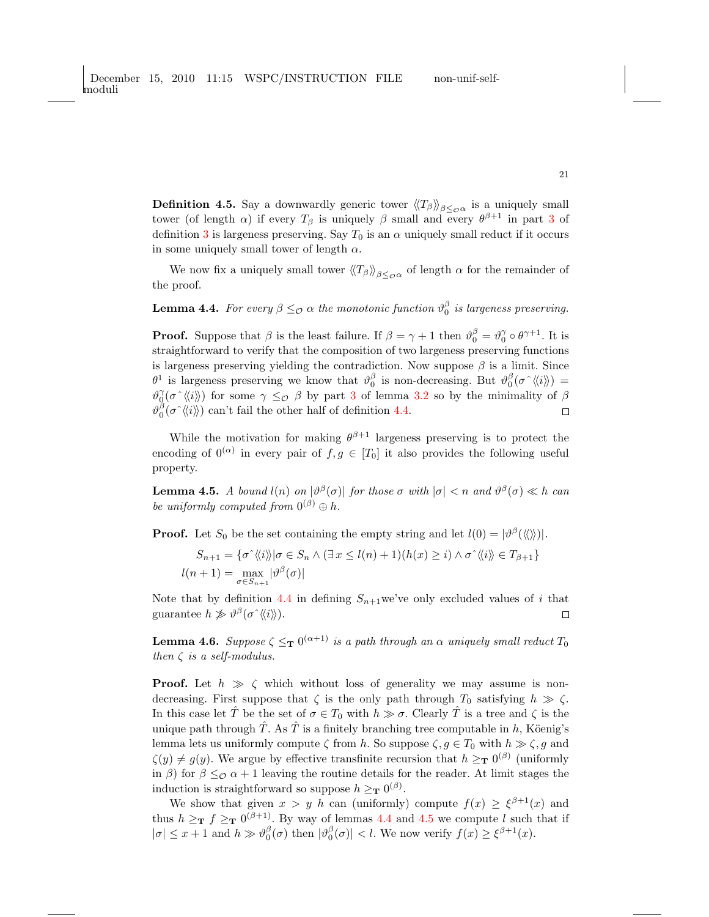**Definition 4.5.** Say a downwardly generic tower $\langle\langle T_\beta \rangle\rangle_{\beta \leq_{\mathcal{O}} \alpha}$ is a uniquely small tower (of length $\alpha$) if every $T_\beta$ is uniquely $\beta$ small and every $\theta^{\beta+1}$ in part 3 of definition 3 is largeness preserving. Say $T_0$ is an $\alpha$ uniquely small reduct if it occurs in some uniquely small tower of length $\alpha$.

We now fix a uniquely small tower $\langle\langle T_\beta \rangle\rangle_{\beta \leq_{\mathcal{O}} \alpha}$ of length $\alpha$ for the remainder of the proof.

**Lemma 4.4.** *For every $\beta \leq_{\mathcal{O}} \alpha$ the monotonic function $\vartheta^\beta_0$ is largeness preserving.*

**Proof.** Suppose that $\beta$ is the least failure. If $\beta = \gamma + 1$ then $\vartheta^\beta_0 = \vartheta^\gamma_0 \circ \theta^{\gamma+1}$. It is straightforward to verify that the composition of two largeness preserving functions is largeness preserving yielding the contradiction. Now suppose $\beta$ is a limit. Since $\theta^1$ is largeness preserving we know that $\vartheta^\beta_0$ is non-decreasing. But $\vartheta^\beta_0(\sigma\hat{}\langle\langle i \rangle\rangle) = \vartheta^\gamma_0(\sigma\hat{}\langle\langle i \rangle\rangle)$ for some $\gamma \leq_{\mathcal{O}} \beta$ by part 3 of lemma 3.2 so by the minimality of $\beta$ $\vartheta^\beta_0(\sigma\hat{}\langle\langle i \rangle\rangle)$ can't fail the other half of definition 4.4. $\square$

While the motivation for making $\theta^{\beta+1}$ largeness preserving is to protect the encoding of $0^{(\alpha)}$ in every pair of $f, g \in [T_0]$ it also provides the following useful property.

**Lemma 4.5.** *A bound $l(n)$ on $|\vartheta^\beta(\sigma)|$ for those $\sigma$ with $|\sigma| < n$ and $\vartheta^\beta(\sigma) \ll h$ can be uniformly computed from $0^{(\beta)} \oplus h$.*

**Proof.** Let $S_0$ be the set containing the empty string and let $l(0) = |\vartheta^\beta(\langle\langle\rangle\rangle)|$.

$$S_{n+1} = \{\sigma\hat{}\langle\langle i \rangle\rangle | \sigma \in S_n \wedge (\exists x \leq l(n)+1)(h(x) \geq i) \wedge \sigma\hat{}\langle\langle i \rangle\rangle \in T_{\beta+1}\}$$
$$l(n+1) = \max_{\sigma \in S_{n+1}} |\vartheta^\beta(\sigma)|$$

Note that by definition 4.4 in defining $S_{n+1}$we've only excluded values of $i$ that guarantee $h \not\gg \vartheta^\beta(\sigma\hat{}\langle\langle i \rangle\rangle)$. $\square$

**Lemma 4.6.** *Suppose $\zeta \leq_{\mathbf{T}} 0^{(\alpha+1)}$ is a path through an $\alpha$ uniquely small reduct $T_0$ then $\zeta$ is a self-modulus.*

**Proof.** Let $h \gg \zeta$ which without loss of generality we may assume is non-decreasing. First suppose that $\zeta$ is the only path through $T_0$ satisfying $h \gg \zeta$. In this case let $\hat{T}$ be the set of $\sigma \in T_0$ with $h \gg \sigma$. Clearly $\hat{T}$ is a tree and $\zeta$ is the unique path through $\hat{T}$. As $\hat{T}$ is a finitely branching tree computable in $h$, Köenig's lemma lets us uniformly compute $\zeta$ from $h$. So suppose $\zeta, g \in T_0$ with $h \gg \zeta, g$ and $\zeta(y) \neq g(y)$. We argue by effective transfinite recursion that $h \geq_{\mathbf{T}} 0^{(\beta)}$ (uniformly in $\beta$) for $\beta \leq_{\mathcal{O}} \alpha + 1$ leaving the routine details for the reader. At limit stages the induction is straightforward so suppose $h \geq_{\mathbf{T}} 0^{(\beta)}$.

We show that given $x > y$ $h$ can (uniformly) compute $f(x) \geq \xi^{\beta+1}(x)$ and thus $h \geq_{\mathbf{T}} f \geq_{\mathbf{T}} 0^{(\beta+1)}$. By way of lemmas 4.4 and 4.5 we compute $l$ such that if $|\sigma| \leq x+1$ and $h \gg \vartheta^\beta_0(\sigma)$ then $|\vartheta^\beta_0(\sigma)| < l$. We now verify $f(x) \geq \xi^{\beta+1}(x)$.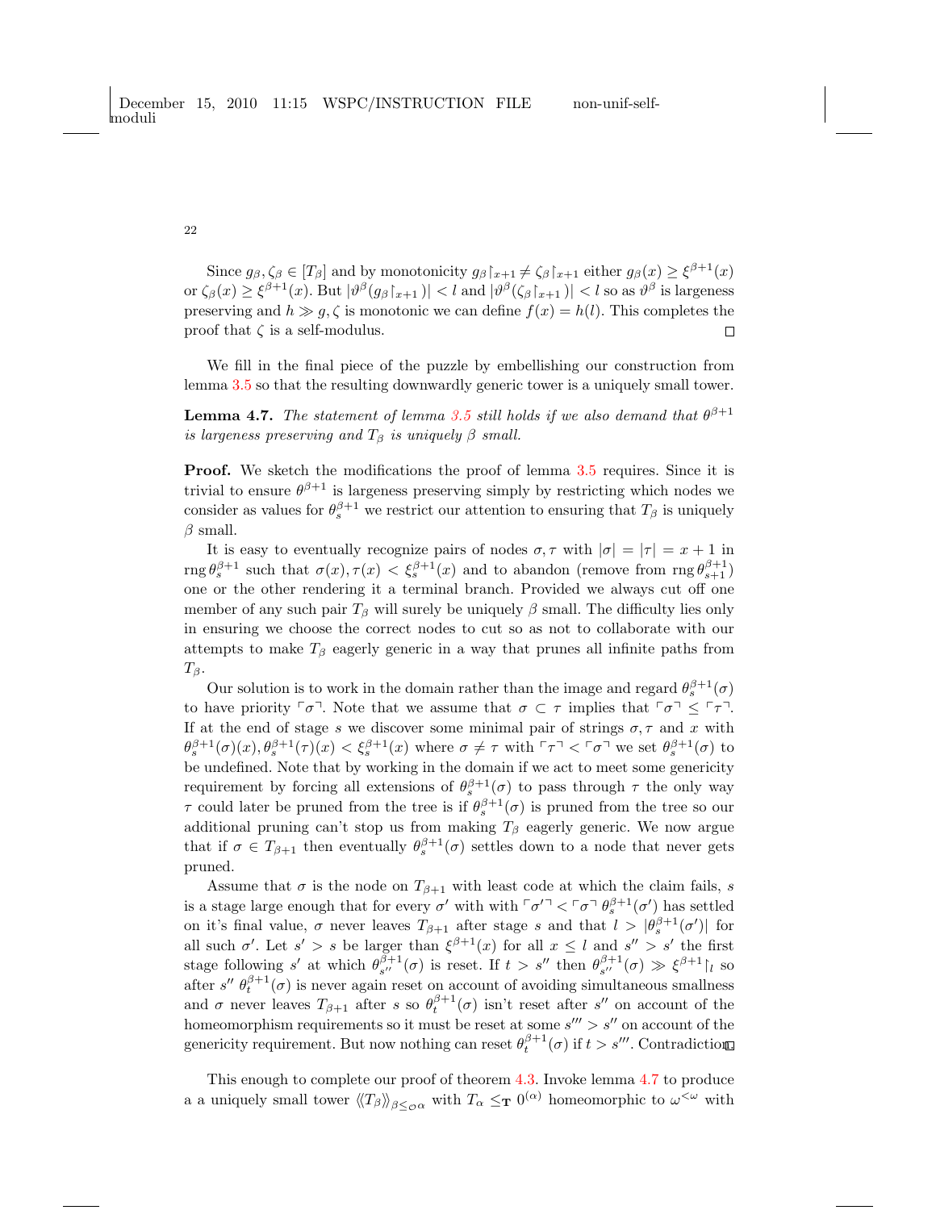Since $g_\beta, \zeta_\beta \in [T_\beta]$ and by monotonicity $g_\beta\restriction_{x+1} \neq \zeta_\beta\restriction_{x+1}$ either $g_\beta(x) \geq \xi^{\beta+1}(x)$ or $\zeta_\beta(x) \geq \xi^{\beta+1}(x)$. But $|\vartheta^\beta(g_\beta\restriction_{x+1})| < l$ and $|\vartheta^\beta(\zeta_\beta\restriction_{x+1})| < l$ so as $\vartheta^\beta$ is largeness preserving and $h \gg g, \zeta$ is monotonic we can define $f(x) = h(l)$. This completes the proof that $\zeta$ is a self-modulus. □

We fill in the final piece of the puzzle by embellishing our construction from lemma 3.5 so that the resulting downwardly generic tower is a uniquely small tower.

**Lemma 4.7.** *The statement of lemma 3.5 still holds if we also demand that $\theta^{\beta+1}$ is largeness preserving and $T_\beta$ is uniquely $\beta$ small.*

**Proof.** We sketch the modifications the proof of lemma 3.5 requires. Since it is trivial to ensure $\theta^{\beta+1}$ is largeness preserving simply by restricting which nodes we consider as values for $\theta^{\beta+1}_s$ we restrict our attention to ensuring that $T_\beta$ is uniquely $\beta$ small.

It is easy to eventually recognize pairs of nodes $\sigma, \tau$ with $|\sigma| = |\tau| = x + 1$ in $\operatorname{rng} \theta^{\beta+1}_s$ such that $\sigma(x), \tau(x) < \xi^{\beta+1}_s(x)$ and to abandon (remove from $\operatorname{rng} \theta^{\beta+1}_{s+1}$) one or the other rendering it a terminal branch. Provided we always cut off one member of any such pair $T_\beta$ will surely be uniquely $\beta$ small. The difficulty lies only in ensuring we choose the correct nodes to cut so as not to collaborate with our attempts to make $T_\beta$ eagerly generic in a way that prunes all infinite paths from $T_\beta$.

Our solution is to work in the domain rather than the image and regard $\theta^{\beta+1}_s(\sigma)$ to have priority $\ulcorner\sigma\urcorner$. Note that we assume that $\sigma \subset \tau$ implies that $\ulcorner\sigma\urcorner \leq \ulcorner\tau\urcorner$. If at the end of stage $s$ we discover some minimal pair of strings $\sigma, \tau$ and $x$ with $\theta^{\beta+1}_s(\sigma)(x), \theta^{\beta+1}_s(\tau)(x) < \xi^{\beta+1}_s(x)$ where $\sigma \neq \tau$ with $\ulcorner\tau\urcorner < \ulcorner\sigma\urcorner$ we set $\theta^{\beta+1}_s(\sigma)$ to be undefined. Note that by working in the domain if we act to meet some genericity requirement by forcing all extensions of $\theta^{\beta+1}_s(\sigma)$ to pass through $\tau$ the only way $\tau$ could later be pruned from the tree is if $\theta^{\beta+1}_s(\sigma)$ is pruned from the tree so our additional pruning can't stop us from making $T_\beta$ eagerly generic. We now argue that if $\sigma \in T_{\beta+1}$ then eventually $\theta^{\beta+1}_s(\sigma)$ settles down to a node that never gets pruned.

Assume that $\sigma$ is the node on $T_{\beta+1}$ with least code at which the claim fails, $s$ is a stage large enough that for every $\sigma'$ with with $\ulcorner\sigma'\urcorner < \ulcorner\sigma\urcorner$ $\theta^{\beta+1}_s(\sigma')$ has settled on it's final value, $\sigma$ never leaves $T_{\beta+1}$ after stage $s$ and that $l > |\theta^{\beta+1}_s(\sigma')|$ for all such $\sigma'$. Let $s' > s$ be larger than $\xi^{\beta+1}(x)$ for all $x \leq l$ and $s'' > s'$ the first stage following $s'$ at which $\theta^{\beta+1}_{s''}(\sigma)$ is reset. If $t > s''$ then $\theta^{\beta+1}_{s''}(\sigma) \gg \xi^{\beta+1}\restriction_l$ so after $s''$ $\theta^{\beta+1}_t(\sigma)$ is never again reset on account of avoiding simultaneous smallness and $\sigma$ never leaves $T_{\beta+1}$ after $s$ so $\theta^{\beta+1}_t(\sigma)$ isn't reset after $s''$ on account of the homeomorphism requirements so it must be reset at some $s''' > s''$ on account of the genericity requirement. But now nothing can reset $\theta^{\beta+1}_t(\sigma)$ if $t > s'''$. Contradiction □

This enough to complete our proof of theorem 4.3. Invoke lemma 4.7 to produce a a uniquely small tower $\langle\!\langle T_\beta \rangle\!\rangle_{\beta \leq_{\mathcal{O}} \alpha}$ with $T_\alpha \leq_{\mathbf{T}} 0^{(\alpha)}$ homeomorphic to $\omega^{<\omega}$ with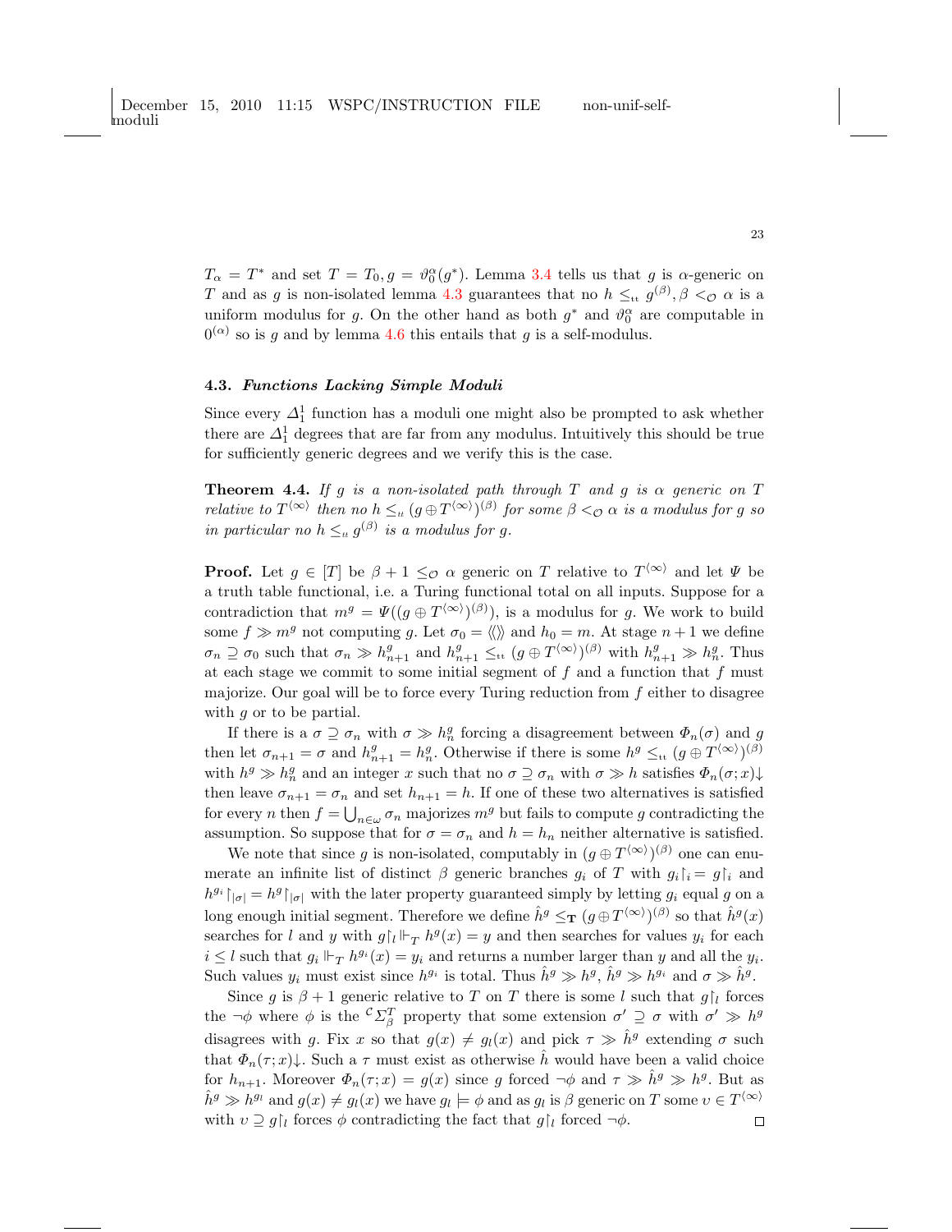$T_\alpha = T^*$ and set $T = T_0, g = \vartheta_0^\alpha(g^*)$. Lemma 3.4 tells us that $g$ is $\alpha$-generic on $T$ and as $g$ is non-isolated lemma 4.3 guarantees that no $h \leq_{tt} g^{(\beta)}, \beta <_{\mathcal{O}} \alpha$ is a uniform modulus for $g$. On the other hand as both $g^*$ and $\vartheta_0^\alpha$ are computable in $0^{(\alpha)}$ so is $g$ and by lemma 4.6 this entails that $g$ is a self-modulus.

### 4.3. *Functions Lacking Simple Moduli*

Since every $\Delta^1_1$ function has a moduli one might also be prompted to ask whether there are $\Delta^1_1$ degrees that are far from any modulus. Intuitively this should be true for sufficiently generic degrees and we verify this is the case.

**Theorem 4.4.** *If $g$ is a non-isolated path through $T$ and $g$ is $\alpha$ generic on $T$ relative to $T^{\langle\infty\rangle}$ then no $h \leq_u (g \oplus T^{\langle\infty\rangle})^{(\beta)}$ for some $\beta <_{\mathcal{O}} \alpha$ is a modulus for $g$ so in particular no $h \leq_u g^{(\beta)}$ is a modulus for $g$.*

**Proof.** Let $g \in [T]$ be $\beta + 1 \leq_{\mathcal{O}} \alpha$ generic on $T$ relative to $T^{\langle\infty\rangle}$ and let $\Psi$ be a truth table functional, i.e. a Turing functional total on all inputs. Suppose for a contradiction that $m^g = \Psi((g \oplus T^{\langle\infty\rangle})^{(\beta)})$, is a modulus for $g$. We work to build some $f \gg m^g$ not computing $g$. Let $\sigma_0 = \langle\!\langle\rangle\!\rangle$ and $h_0 = m$. At stage $n+1$ we define $\sigma_n \supseteq \sigma_0$ such that $\sigma_n \gg h^g_{n+1}$ and $h^g_{n+1} \leq_{tt} (g \oplus T^{\langle\infty\rangle})^{(\beta)}$ with $h^g_{n+1} \gg h^g_n$. Thus at each stage we commit to some initial segment of $f$ and a function that $f$ must majorize. Our goal will be to force every Turing reduction from $f$ either to disagree with $g$ or to be partial.

If there is a $\sigma \supseteq \sigma_n$ with $\sigma \gg h^g_n$ forcing a disagreement between $\Phi_n(\sigma)$ and $g$ then let $\sigma_{n+1} = \sigma$ and $h^g_{n+1} = h^g_n$. Otherwise if there is some $h^g \leq_{tt} (g \oplus T^{\langle\infty\rangle})^{(\beta)}$ with $h^g \gg h^g_n$ and an integer $x$ such that no $\sigma \supseteq \sigma_n$ with $\sigma \gg h$ satisfies $\Phi_n(\sigma; x)\downarrow$ then leave $\sigma_{n+1} = \sigma_n$ and set $h_{n+1} = h$. If one of these two alternatives is satisfied for every $n$ then $f = \bigcup_{n\in\omega} \sigma_n$ majorizes $m^g$ but fails to compute $g$ contradicting the assumption. So suppose that for $\sigma = \sigma_n$ and $h = h_n$ neither alternative is satisfied.

We note that since $g$ is non-isolated, computably in $(g \oplus T^{\langle\infty\rangle})^{(\beta)}$ one can enumerate an infinite list of distinct $\beta$ generic branches $g_i$ of $T$ with $g_i\!\upharpoonright_i = g\!\upharpoonright_i$ and $h^{g_i}\!\upharpoonright_{|\sigma|} = h^g\!\upharpoonright_{|\sigma|}$ with the later property guaranteed simply by letting $g_i$ equal $g$ on a long enough initial segment. Therefore we define $\hat{h}^g \leq_{\mathbf{T}} (g \oplus T^{\langle\infty\rangle})^{(\beta)}$ so that $\hat{h}^g(x)$ searches for $l$ and $y$ with $g\!\upharpoonright_l \Vdash_T h^g(x) = y$ and then searches for values $y_i$ for each $i \leq l$ such that $g_i \Vdash_T h^{g_i}(x) = y_i$ and returns a number larger than $y$ and all the $y_i$. Such values $y_i$ must exist since $h^{g_i}$ is total. Thus $\hat{h}^g \gg h^g$, $\hat{h}^g \gg h^{g_i}$ and $\sigma \gg \hat{h}^g$.

Since $g$ is $\beta + 1$ generic relative to $T$ on $T$ there is some $l$ such that $g\!\upharpoonright_l$ forces the $\neg\phi$ where $\phi$ is the ${}^{\mathcal{C}}\Sigma^T_\beta$ property that some extension $\sigma' \supseteq \sigma$ with $\sigma' \gg h^g$ disagrees with $g$. Fix $x$ so that $g(x) \neq g_l(x)$ and pick $\tau \gg \hat{h}^g$ extending $\sigma$ such that $\Phi_n(\tau; x)\downarrow$. Such a $\tau$ must exist as otherwise $\hat{h}$ would have been a valid choice for $h_{n+1}$. Moreover $\Phi_n(\tau; x) = g(x)$ since $g$ forced $\neg\phi$ and $\tau \gg \hat{h}^g \gg h^g$. But as $\hat{h}^g \gg h^{g_l}$ and $g(x) \neq g_l(x)$ we have $g_l \models \phi$ and as $g_l$ is $\beta$ generic on $T$ some $\upsilon \in T^{\langle\infty\rangle}$ with $\upsilon \supseteq g\!\upharpoonright_l$ forces $\phi$ contradicting the fact that $g\!\upharpoonright_l$ forced $\neg\phi$. $\square$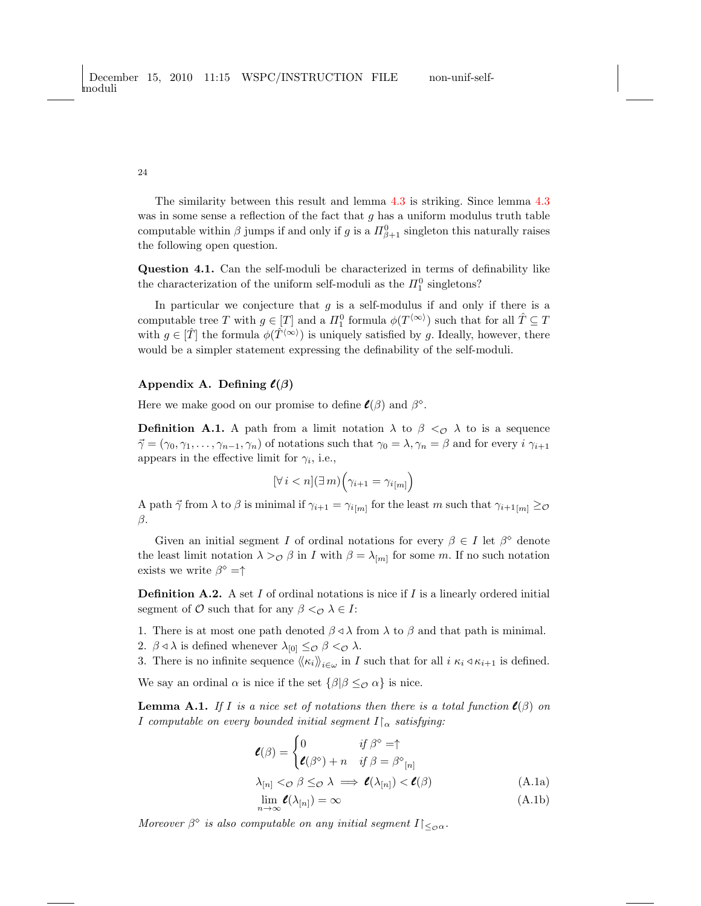The similarity between this result and lemma 4.3 is striking. Since lemma 4.3 was in some sense a reflection of the fact that $g$ has a uniform modulus truth table computable within $\beta$ jumps if and only if $g$ is a $\Pi^0_{\beta+1}$ singleton this naturally raises the following open question.

**Question 4.1.** Can the self-moduli be characterized in terms of definability like the characterization of the uniform self-moduli as the $\Pi^0_1$ singletons?

In particular we conjecture that $g$ is a self-modulus if and only if there is a computable tree $T$ with $g \in [T]$ and a $\Pi^0_1$ formula $\phi(T^{\langle \infty \rangle})$ such that for all $\hat{T} \subseteq T$ with $g \in [\hat{T}]$ the formula $\phi(\hat{T}^{\langle \infty \rangle})$ is uniquely satisfied by $g$. Ideally, however, there would be a simpler statement expressing the definability of the self-moduli.

## Appendix A. Defining $\boldsymbol{\ell}(\beta)$

Here we make good on our promise to define $\boldsymbol{\ell}(\beta)$ and $\beta^{\diamond}$.

**Definition A.1.** A path from a limit notation $\lambda$ to $\beta <_{\mathcal{O}} \lambda$ to is a sequence $\vec{\gamma} = (\gamma_0, \gamma_1, \ldots, \gamma_{n-1}, \gamma_n)$ of notations such that $\gamma_0 = \lambda, \gamma_n = \beta$ and for every $i$ $\gamma_{i+1}$ appears in the effective limit for $\gamma_i$, i.e.,

$$[\forall\, i < n](\exists\, m)\Big(\gamma_{i+1} = \gamma_{i\,[m]}\Big)$$

A path $\vec{\gamma}$ from $\lambda$ to $\beta$ is minimal if $\gamma_{i+1} = \gamma_{i\,[m]}$ for the least $m$ such that $\gamma_{i+1\,[m]} \geq_{\mathcal{O}} \beta$.

Given an initial segment $I$ of ordinal notations for every $\beta \in I$ let $\beta^{\diamond}$ denote the least limit notation $\lambda >_{\mathcal{O}} \beta$ in $I$ with $\beta = \lambda_{[m]}$ for some $m$. If no such notation exists we write $\beta^{\diamond} = \uparrow$

**Definition A.2.** A set $I$ of ordinal notations is nice if $I$ is a linearly ordered initial segment of $\mathcal{O}$ such that for any $\beta <_{\mathcal{O}} \lambda \in I$:

1. There is at most one path denoted $\beta \lhd \lambda$ from $\lambda$ to $\beta$ and that path is minimal.
2. $\beta \lhd \lambda$ is defined whenever $\lambda_{[0]} \leq_{\mathcal{O}} \beta <_{\mathcal{O}} \lambda$.
3. There is no infinite sequence $\langle\!\langle \kappa_i \rangle\!\rangle_{i \in \omega}$ in $I$ such that for all $i$ $\kappa_i \lhd \kappa_{i+1}$ is defined.

We say an ordinal $\alpha$ is nice if the set $\{\beta | \beta \leq_{\mathcal{O}} \alpha\}$ is nice.

**Lemma A.1.** *If $I$ is a nice set of notations then there is a total function $\boldsymbol{\ell}(\beta)$ on $I$ computable on every bounded initial segment $I\lceil_{\alpha}$ satisfying:*

$$\boldsymbol{\ell}(\beta) = \begin{cases} 0 & \text{if } \beta^{\diamond} = \uparrow \\ \boldsymbol{\ell}(\beta^{\diamond}) + n & \text{if } \beta = \beta^{\diamond}{}_{[n]} \end{cases}$$

$$\lambda_{[n]} <_{\mathcal{O}} \beta \leq_{\mathcal{O}} \lambda \implies \boldsymbol{\ell}(\lambda_{[n]}) < \boldsymbol{\ell}(\beta) \tag{A.1a}$$

$$\lim_{n \to \infty} \boldsymbol{\ell}(\lambda_{[n]}) = \infty \tag{A.1b}$$

*Moreover $\beta^{\diamond}$ is also computable on any initial segment $I\lceil_{\leq_{\mathcal{O}} \alpha}$.*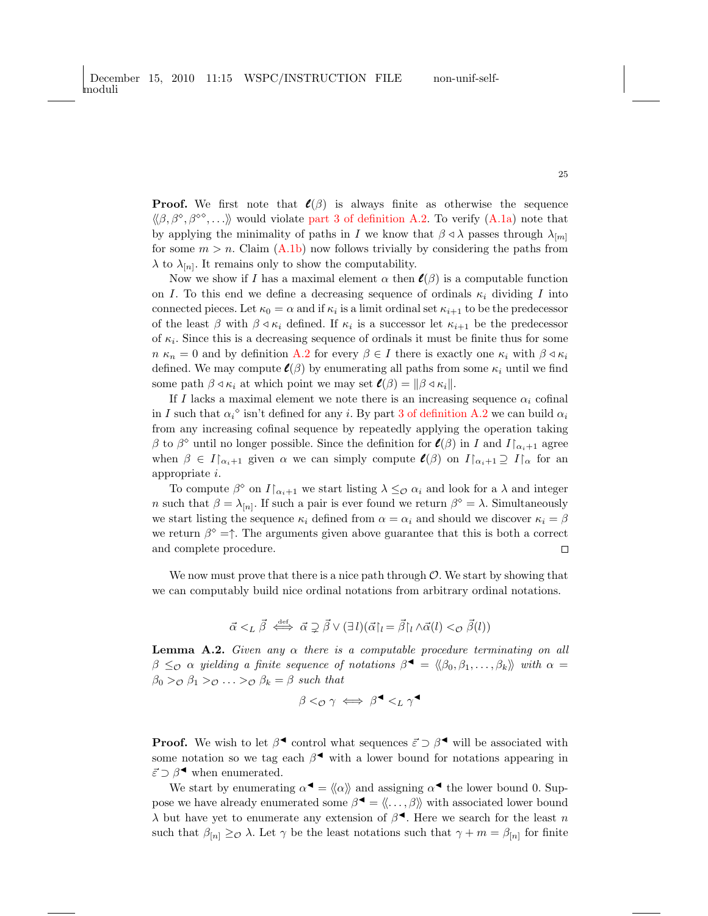**Proof.** We first note that $\boldsymbol{\ell}(\beta)$ is always finite as otherwise the sequence $\langle\!\langle \beta, \beta^{\diamond}, \beta^{\diamond\diamond}, \ldots \rangle\!\rangle$ would violate part 3 of definition A.2. To verify (A.1a) note that by applying the minimality of paths in $I$ we know that $\beta \triangleleft \lambda$ passes through $\lambda_{[m]}$ for some $m > n$. Claim (A.1b) now follows trivially by considering the paths from $\lambda$ to $\lambda_{[n]}$. It remains only to show the computability.

Now we show if $I$ has a maximal element $\alpha$ then $\boldsymbol{\ell}(\beta)$ is a computable function on $I$. To this end we define a decreasing sequence of ordinals $\kappa_i$ dividing $I$ into connected pieces. Let $\kappa_0 = \alpha$ and if $\kappa_i$ is a limit ordinal set $\kappa_{i+1}$ to be the predecessor of the least $\beta$ with $\beta \triangleleft \kappa_i$ defined. If $\kappa_i$ is a successor let $\kappa_{i+1}$ be the predecessor of $\kappa_i$. Since this is a decreasing sequence of ordinals it must be finite thus for some $n$ $\kappa_n = 0$ and by definition A.2 for every $\beta \in I$ there is exactly one $\kappa_i$ with $\beta \triangleleft \kappa_i$ defined. We may compute $\boldsymbol{\ell}(\beta)$ by enumerating all paths from some $\kappa_i$ until we find some path $\beta \triangleleft \kappa_i$ at which point we may set $\boldsymbol{\ell}(\beta) = \|\beta \triangleleft \kappa_i\|$.

If $I$ lacks a maximal element we note there is an increasing sequence $\alpha_i$ cofinal in $I$ such that ${\alpha_i}^{\diamond}$ isn't defined for any $i$. By part 3 of definition A.2 we can build $\alpha_i$ from any increasing cofinal sequence by repeatedly applying the operation taking $\beta$ to $\beta^{\diamond}$ until no longer possible. Since the definition for $\boldsymbol{\ell}(\beta)$ in $I$ and $I\!\upharpoonright_{\alpha_i+1}$ agree when $\beta \in I\!\upharpoonright_{\alpha_i+1}$ given $\alpha$ we can simply compute $\boldsymbol{\ell}(\beta)$ on $I\!\upharpoonright_{\alpha_i+1} \supseteq I\!\upharpoonright_{\alpha}$ for an appropriate $i$.

To compute $\beta^{\diamond}$ on $I\!\upharpoonright_{\alpha_i+1}$ we start listing $\lambda \leq_{\mathcal{O}} \alpha_i$ and look for a $\lambda$ and integer $n$ such that $\beta = \lambda_{[n]}$. If such a pair is ever found we return $\beta^{\diamond} = \lambda$. Simultaneously we start listing the sequence $\kappa_i$ defined from $\alpha = \alpha_i$ and should we discover $\kappa_i = \beta$ we return $\beta^{\diamond} = \uparrow$. The arguments given above guarantee that this is both a correct and complete procedure. $\square$

We now must prove that there is a nice path through $\mathcal{O}$. We start by showing that we can computably build nice ordinal notations from arbitrary ordinal notations.

$$\vec{\alpha} <_L \vec{\beta} \overset{\text{def}}{\iff} \vec{\alpha} \supsetneq \vec{\beta} \vee (\exists\, l)(\vec{\alpha}\!\upharpoonright_l = \vec{\beta}\!\upharpoonright_l \wedge \vec{\alpha}(l) <_{\mathcal{O}} \vec{\beta}(l))$$

**Lemma A.2.** *Given any $\alpha$ there is a computable procedure terminating on all $\beta \leq_{\mathcal{O}} \alpha$ yielding a finite sequence of notations $\beta^{\blacktriangleleft} = \langle\!\langle \beta_0, \beta_1, \ldots, \beta_k \rangle\!\rangle$ with $\alpha = \beta_0 >_{\mathcal{O}} \beta_1 >_{\mathcal{O}} \ldots >_{\mathcal{O}} \beta_k = \beta$ such that*

$$\beta <_{\mathcal{O}} \gamma \iff \beta^{\blacktriangleleft} <_L \gamma^{\blacktriangleleft}$$

**Proof.** We wish to let $\beta^{\blacktriangleleft}$ control what sequences $\vec{\varepsilon} \supset \beta^{\blacktriangleleft}$ will be associated with some notation so we tag each $\beta^{\blacktriangleleft}$ with a lower bound for notations appearing in $\vec{\varepsilon} \supset \beta^{\blacktriangleleft}$ when enumerated.

We start by enumerating $\alpha^{\blacktriangleleft} = \langle\!\langle \alpha \rangle\!\rangle$ and assigning $\alpha^{\blacktriangleleft}$ the lower bound 0. Suppose we have already enumerated some $\beta^{\blacktriangleleft} = \langle\!\langle \ldots, \beta \rangle\!\rangle$ with associated lower bound $\lambda$ but have yet to enumerate any extension of $\beta^{\blacktriangleleft}$. Here we search for the least $n$ such that $\beta_{[n]} \geq_{\mathcal{O}} \lambda$. Let $\gamma$ be the least notations such that $\gamma + m = \beta_{[n]}$ for finite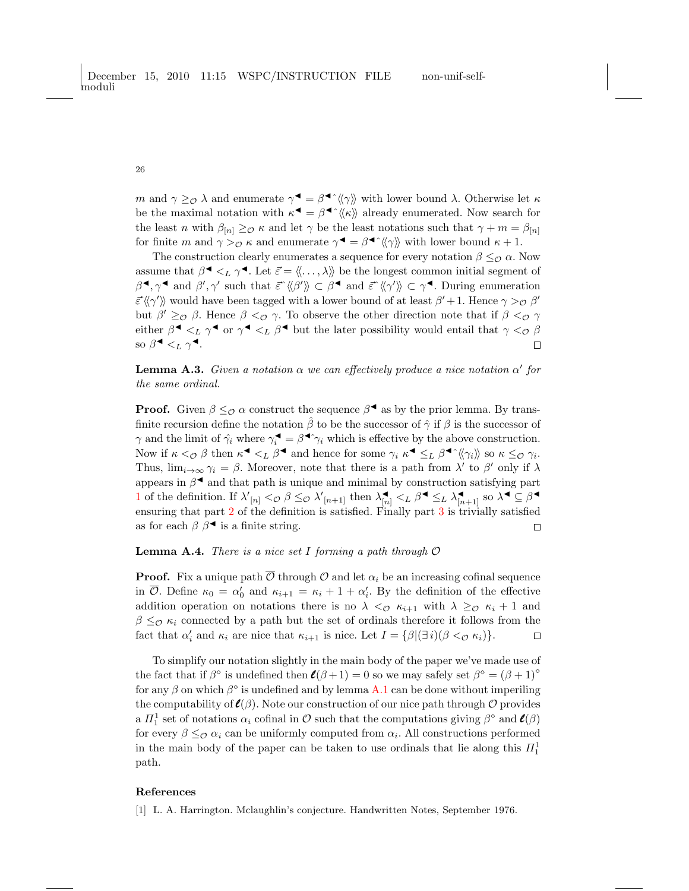$m$ and $\gamma \geq_{\mathcal{O}} \lambda$ and enumerate $\gamma^{\blacktriangleleft} = \beta^{\blacktriangleleft}\hat{\ }\langle\!\langle \gamma \rangle\!\rangle$ with lower bound $\lambda$. Otherwise let $\kappa$ be the maximal notation with $\kappa^{\blacktriangleleft} = \beta^{\blacktriangleleft}\hat{\ }\langle\!\langle \kappa \rangle\!\rangle$ already enumerated. Now search for the least $n$ with $\beta_{[n]} \geq_{\mathcal{O}} \kappa$ and let $\gamma$ be the least notations such that $\gamma + m = \beta_{[n]}$ for finite $m$ and $\gamma >_{\mathcal{O}} \kappa$ and enumerate $\gamma^{\blacktriangleleft} = \beta^{\blacktriangleleft}\hat{\ }\langle\!\langle \gamma \rangle\!\rangle$ with lower bound $\kappa + 1$.

The construction clearly enumerates a sequence for every notation $\beta \leq_{\mathcal{O}} \alpha$. Now assume that $\beta^{\blacktriangleleft} <_L \gamma^{\blacktriangleleft}$. Let $\vec{\varepsilon} = \langle\!\langle \ldots, \lambda \rangle\!\rangle$ be the longest common initial segment of $\beta^{\blacktriangleleft}, \gamma^{\blacktriangleleft}$ and $\beta', \gamma'$ such that $\vec{\varepsilon}\hat{\ }\langle\!\langle \beta' \rangle\!\rangle \subset \beta^{\blacktriangleleft}$ and $\vec{\varepsilon}\hat{\ }\langle\!\langle \gamma' \rangle\!\rangle \subset \gamma^{\blacktriangleleft}$. During enumeration $\vec{\varepsilon}\langle\!\langle \gamma' \rangle\!\rangle$ would have been tagged with a lower bound of at least $\beta' + 1$. Hence $\gamma >_{\mathcal{O}} \beta'$ but $\beta' \geq_{\mathcal{O}} \beta$. Hence $\beta <_{\mathcal{O}} \gamma$. To observe the other direction note that if $\beta <_{\mathcal{O}} \gamma$ either $\beta^{\blacktriangleleft} <_L \gamma^{\blacktriangleleft}$ or $\gamma^{\blacktriangleleft} <_L \beta^{\blacktriangleleft}$ but the later possibility would entail that $\gamma <_{\mathcal{O}} \beta$ so $\beta^{\blacktriangleleft} <_L \gamma^{\blacktriangleleft}$. □

**Lemma A.3.** *Given a notation $\alpha$ we can effectively produce a nice notation $\alpha'$ for the same ordinal.*

**Proof.** Given $\beta \leq_{\mathcal{O}} \alpha$ construct the sequence $\beta^{\blacktriangleleft}$ as by the prior lemma. By transfinite recursion define the notation $\hat{\beta}$ to be the successor of $\hat{\gamma}$ if $\beta$ is the successor of $\gamma$ and the limit of $\hat{\gamma_i}$ where $\gamma_i^{\blacktriangleleft} = \beta^{\blacktriangleleft}\hat{\ }\gamma_i$ which is effective by the above construction. Now if $\kappa <_{\mathcal{O}} \beta$ then $\kappa^{\blacktriangleleft} <_L \beta^{\blacktriangleleft}$ and hence for some $\gamma_i$ $\kappa^{\blacktriangleleft} \leq_L \beta^{\blacktriangleleft}\hat{\ }\langle\!\langle \gamma_i \rangle\!\rangle$ so $\kappa \leq_{\mathcal{O}} \gamma_i$. Thus, $\lim_{i \to \infty} \gamma_i = \beta$. Moreover, note that there is a path from $\lambda'$ to $\beta'$ only if $\lambda$ appears in $\beta^{\blacktriangleleft}$ and that path is unique and minimal by construction satisfying part 1 of the definition. If $\lambda'_{[n]} <_{\mathcal{O}} \beta \leq_{\mathcal{O}} \lambda'_{[n+1]}$ then $\lambda^{\blacktriangleleft}_{[n]} <_L \beta^{\blacktriangleleft} \leq_L \lambda^{\blacktriangleleft}_{[n+1]}$ so $\lambda^{\blacktriangleleft} \subseteq \beta^{\blacktriangleleft}$ ensuring that part 2 of the definition is satisfied. Finally part 3 is trivially satisfied as for each $\beta$ $\beta^{\blacktriangleleft}$ is a finite string. □

**Lemma A.4.** *There is a nice set $I$ forming a path through $\mathcal{O}$*

**Proof.** Fix a unique path $\overline{\mathcal{O}}$ through $\mathcal{O}$ and let $\alpha_i$ be an increasing cofinal sequence in $\overline{\mathcal{O}}$. Define $\kappa_0 = \alpha'_0$ and $\kappa_{i+1} = \kappa_i + 1 + \alpha'_i$. By the definition of the effective addition operation on notations there is no $\lambda <_{\mathcal{O}} \kappa_{i+1}$ with $\lambda \geq_{\mathcal{O}} \kappa_i + 1$ and $\beta \leq_{\mathcal{O}} \kappa_i$ connected by a path but the set of ordinals therefore it follows from the fact that $\alpha'_i$ and $\kappa_i$ are nice that $\kappa_{i+1}$ is nice. Let $I = \{\beta | (\exists i)(\beta <_{\mathcal{O}} \kappa_i)\}$. □

To simplify our notation slightly in the main body of the paper we've made use of the fact that if $\beta^{\diamond}$ is undefined then $\boldsymbol{\ell}(\beta + 1) = 0$ so we may safely set $\beta^{\diamond} = (\beta + 1)^{\diamond}$ for any $\beta$ on which $\beta^{\diamond}$ is undefined and by lemma A.1 can be done without imperiling the computability of $\boldsymbol{\ell}(\beta)$. Note our construction of our nice path through $\mathcal{O}$ provides a $\Pi^1_1$ set of notations $\alpha_i$ cofinal in $\mathcal{O}$ such that the computations giving $\beta^{\diamond}$ and $\boldsymbol{\ell}(\beta)$ for every $\beta \leq_{\mathcal{O}} \alpha_i$ can be uniformly computed from $\alpha_i$. All constructions performed in the main body of the paper can be taken to use ordinals that lie along this $\Pi^1_1$ path.

## References

[1] L. A. Harrington. Mclaughlin's conjecture. Handwritten Notes, September 1976.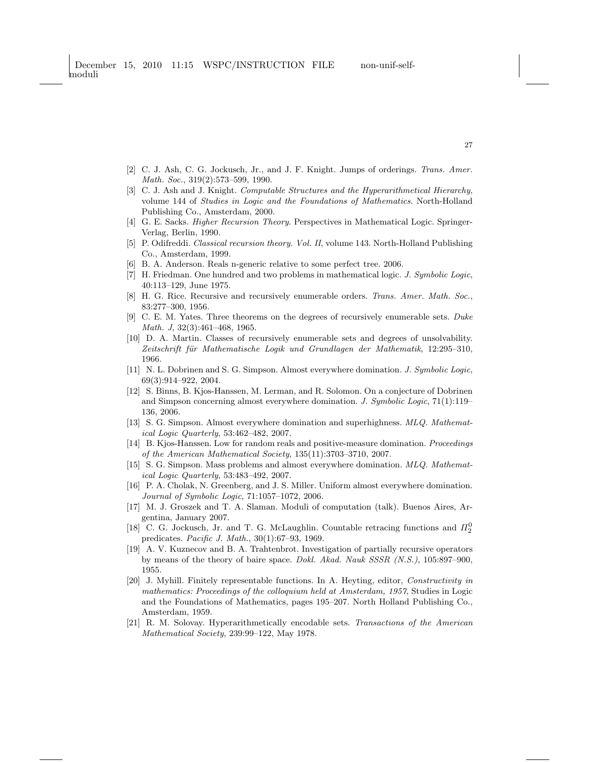[2] C. J. Ash, C. G. Jockusch, Jr., and J. F. Knight. Jumps of orderings. *Trans. Amer. Math. Soc.*, 319(2):573–599, 1990.

[3] C. J. Ash and J. Knight. *Computable Structures and the Hyperarithmetical Hierarchy*, volume 144 of *Studies in Logic and the Foundations of Mathematics*. North-Holland Publishing Co., Amsterdam, 2000.

[4] G. E. Sacks. *Higher Recursion Theory*. Perspectives in Mathematical Logic. Springer-Verlag, Berlin, 1990.

[5] P. Odifreddi. *Classical recursion theory. Vol. II*, volume 143. North-Holland Publishing Co., Amsterdam, 1999.

[6] B. A. Anderson. Reals n-generic relative to some perfect tree. 2006.

[7] H. Friedman. One hundred and two problems in mathematical logic. *J. Symbolic Logic*, 40:113–129, June 1975.

[8] H. G. Rice. Recursive and recursively enumerable orders. *Trans. Amer. Math. Soc.*, 83:277–300, 1956.

[9] C. E. M. Yates. Three theorems on the degrees of recursively enumerable sets. *Duke Math. J*, 32(3):461–468, 1965.

[10] D. A. Martin. Classes of recursively enumerable sets and degrees of unsolvability. *Zeitschrift für Mathematische Logik und Grundlagen der Mathematik*, 12:295–310, 1966.

[11] N. L. Dobrinen and S. G. Simpson. Almost everywhere domination. *J. Symbolic Logic*, 69(3):914–922, 2004.

[12] S. Binns, B. Kjos-Hanssen, M. Lerman, and R. Solomon. On a conjecture of Dobrinen and Simpson concerning almost everywhere domination. *J. Symbolic Logic*, 71(1):119–136, 2006.

[13] S. G. Simpson. Almost everywhere domination and superhighness. *MLQ. Mathematical Logic Quarterly*, 53:462–482, 2007.

[14] B. Kjos-Hanssen. Low for random reals and positive-measure domination. *Proceedings of the American Mathematical Society*, 135(11):3703–3710, 2007.

[15] S. G. Simpson. Mass problems and almost everywhere domination. *MLQ. Mathematical Logic Quarterly*, 53:483–492, 2007.

[16] P. A. Cholak, N. Greenberg, and J. S. Miller. Uniform almost everywhere domination. *Journal of Symbolic Logic*, 71:1057–1072, 2006.

[17] M. J. Groszek and T. A. Slaman. Moduli of computation (talk). Buenos Aires, Argentina, January 2007.

[18] C. G. Jockusch, Jr. and T. G. McLaughlin. Countable retracing functions and $\Pi^0_2$ predicates. *Pacific J. Math.*, 30(1):67–93, 1969.

[19] A. V. Kuznecov and B. A. Trahtenbrot. Investigation of partially recursive operators by means of the theory of baire space. *Dokl. Akad. Nauk SSSR (N.S.)*, 105:897–900, 1955.

[20] J. Myhill. Finitely representable functions. In A. Heyting, editor, *Constructivity in mathematics: Proceedings of the colloquium held at Amsterdam, 1957*, Studies in Logic and the Foundations of Mathematics, pages 195–207. North Holland Publishing Co., Amsterdam, 1959.

[21] R. M. Solovay. Hyperarithmetically encodable sets. *Transactions of the American Mathematical Society*, 239:99–122, May 1978.